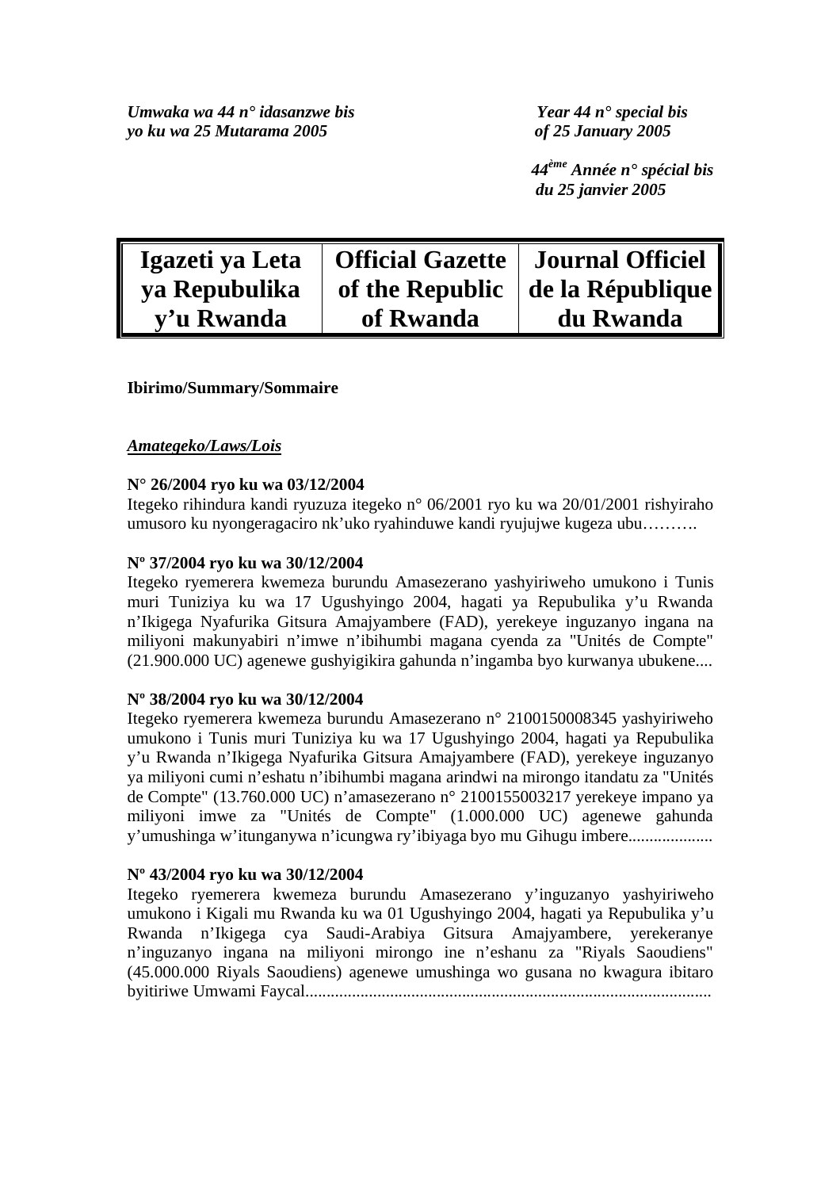*Umwaka wa 44 n° idasanzwe bis*
*yo ku wa 25 Mutarama 2005*

*Year 44 n° special bis*
*of 25 January 2005*

*44ème Année n° spécial bis*
*du 25 janvier 2005*

| Igazeti ya Leta ya Repubulika y'u Rwanda | Official Gazette of the Republic of Rwanda | Journal Officiel de la République du Rwanda |
|---|---|---|

**Ibirimo/Summary/Sommaire**

***Amategeko/Laws/Lois***

**N° 26/2004 ryo ku wa 03/12/2004**
Itegeko rihindura kandi ryuzuza itegeko n° 06/2001 ryo ku wa 20/01/2001 rishyiraho umusoro ku nyongeragaciro nk'uko ryahinduwe kandi ryujujwe kugeza ubu……….

**Nº 37/2004 ryo ku wa 30/12/2004**
Itegeko ryemerera kwemeza burundu Amasezerano yashyiriweho umukono i Tunis muri Tuniziya ku wa 17 Ugushyingo 2004, hagati ya Repubulika y'u Rwanda n'Ikigega Nyafurika Gitsura Amajyambere (FAD), yerekeye inguzanyo ingana na miliyoni makunyabiri n'imwe n'ibihumbi magana cyenda za "Unités de Compte" (21.900.000 UC) agenewe gushyigikira gahunda n'ingamba byo kurwanya ubukene....

**Nº 38/2004 ryo ku wa 30/12/2004**
Itegeko ryemerera kwemeza burundu Amasezerano n° 2100150008345 yashyiriweho umukono i Tunis muri Tuniziya ku wa 17 Ugushyingo 2004, hagati ya Repubulika y'u Rwanda n'Ikigega Nyafurika Gitsura Amajyambere (FAD), yerekeye inguzanyo ya miliyoni cumi n'eshatu n'ibihumbi magana arindwi na mirongo itandatu za "Unités de Compte" (13.760.000 UC) n'amasezerano n° 2100155003217 yerekeye impano ya miliyoni imwe za "Unités de Compte" (1.000.000 UC) agenewe gahunda y'umushinga w'itunganywa n'icungwa ry'ibiyaga byo mu Gihugu imbere....................

**Nº 43/2004 ryo ku wa 30/12/2004**
Itegeko ryemerera kwemeza burundu Amasezerano y'inguzanyo yashyiriweho umukono i Kigali mu Rwanda ku wa 01 Ugushyingo 2004, hagati ya Repubulika y'u Rwanda n'Ikigega cya Saudi-Arabiya Gitsura Amajyambere, yerekeranye n'inguzanyo ingana na miliyoni mirongo ine n'eshanu za "Riyals Saoudiens" (45.000.000 Riyals Saoudiens) agenewe umushinga wo gusana no kwagura ibitaro byitiriwe Umwami Faycal...............................................................................................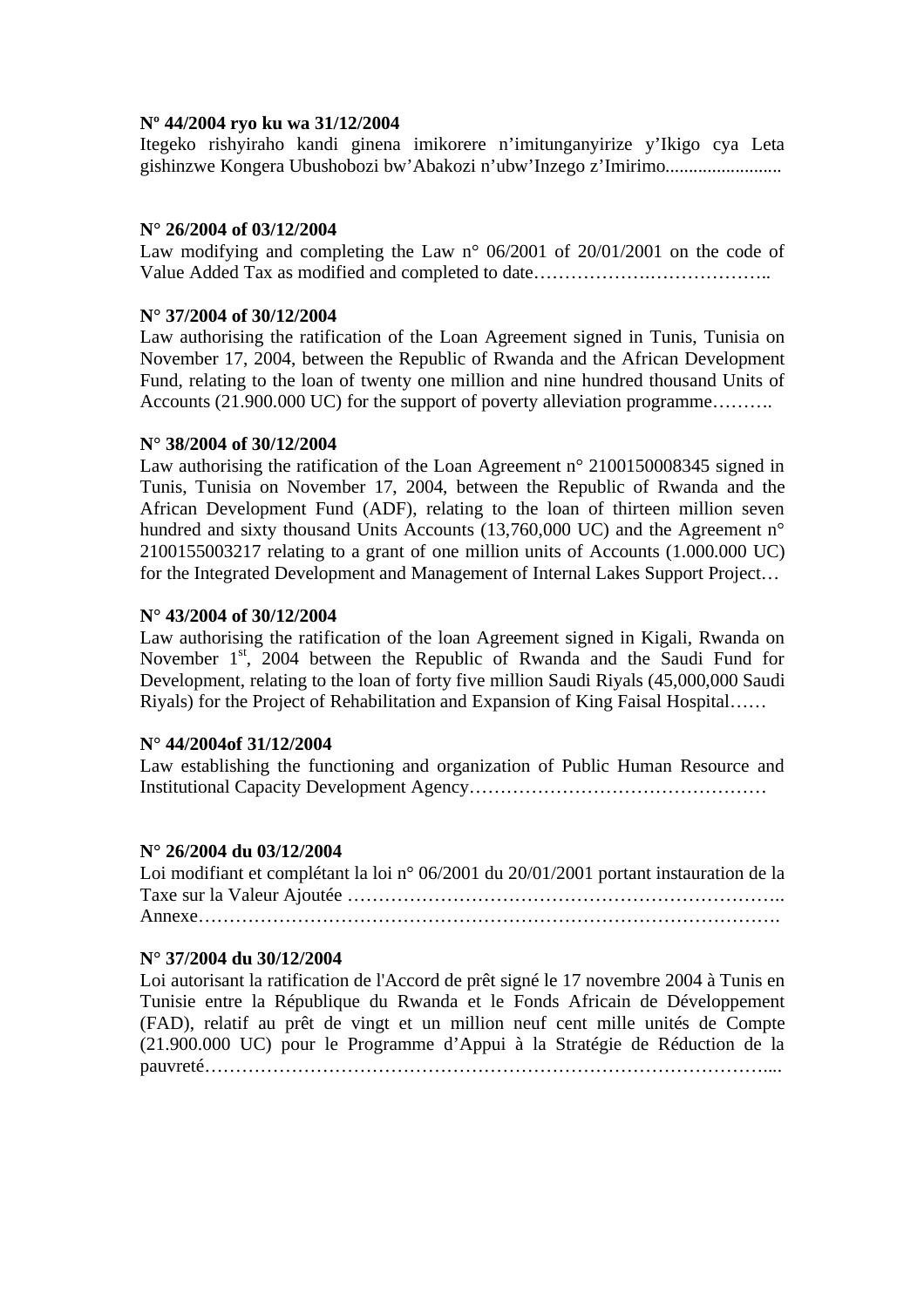**Nº 44/2004 ryo ku wa 31/12/2004**
Itegeko rishyiraho kandi ginena imikorere n'imitunganyirize y'Ikigo cya Leta gishinzwe Kongera Ubushobozi bw'Abakozi n'ubw'Inzego z'Imirimo........................

**N° 26/2004 of 03/12/2004**
Law modifying and completing the Law n° 06/2001 of 20/01/2001 on the code of Value Added Tax as modified and completed to date……………….………………..

**N° 37/2004 of 30/12/2004**
Law authorising the ratification of the Loan Agreement signed in Tunis, Tunisia on November 17, 2004, between the Republic of Rwanda and the African Development Fund, relating to the loan of twenty one million and nine hundred thousand Units of Accounts (21.900.000 UC) for the support of poverty alleviation programme……….

**N° 38/2004 of 30/12/2004**
Law authorising the ratification of the Loan Agreement n° 2100150008345 signed in Tunis, Tunisia on November 17, 2004, between the Republic of Rwanda and the African Development Fund (ADF), relating to the loan of thirteen million seven hundred and sixty thousand Units Accounts (13,760,000 UC) and the Agreement n° 2100155003217 relating to a grant of one million units of Accounts (1.000.000 UC) for the Integrated Development and Management of Internal Lakes Support Project…

**N° 43/2004 of 30/12/2004**
Law authorising the ratification of the loan Agreement signed in Kigali, Rwanda on November 1st, 2004 between the Republic of Rwanda and the Saudi Fund for Development, relating to the loan of forty five million Saudi Riyals (45,000,000 Saudi Riyals) for the Project of Rehabilitation and Expansion of King Faisal Hospital……

**N° 44/2004of 31/12/2004**
Law establishing the functioning and organization of Public Human Resource and Institutional Capacity Development Agency…………………………………………

**N° 26/2004 du 03/12/2004**
Loi modifiant et complétant la loi n° 06/2001 du 20/01/2001 portant instauration de la Taxe sur la Valeur Ajoutée …………………………………………………………..
Annexe……………………………………………………………………………….

**N° 37/2004 du 30/12/2004**
Loi autorisant la ratification de l'Accord de prêt signé le 17 novembre 2004 à Tunis en Tunisie entre la République du Rwanda et le Fonds Africain de Développement (FAD), relatif au prêt de vingt et un million neuf cent mille unités de Compte (21.900.000 UC) pour le Programme d'Appui à la Stratégie de Réduction de la pauvreté………………………………………………………………………………....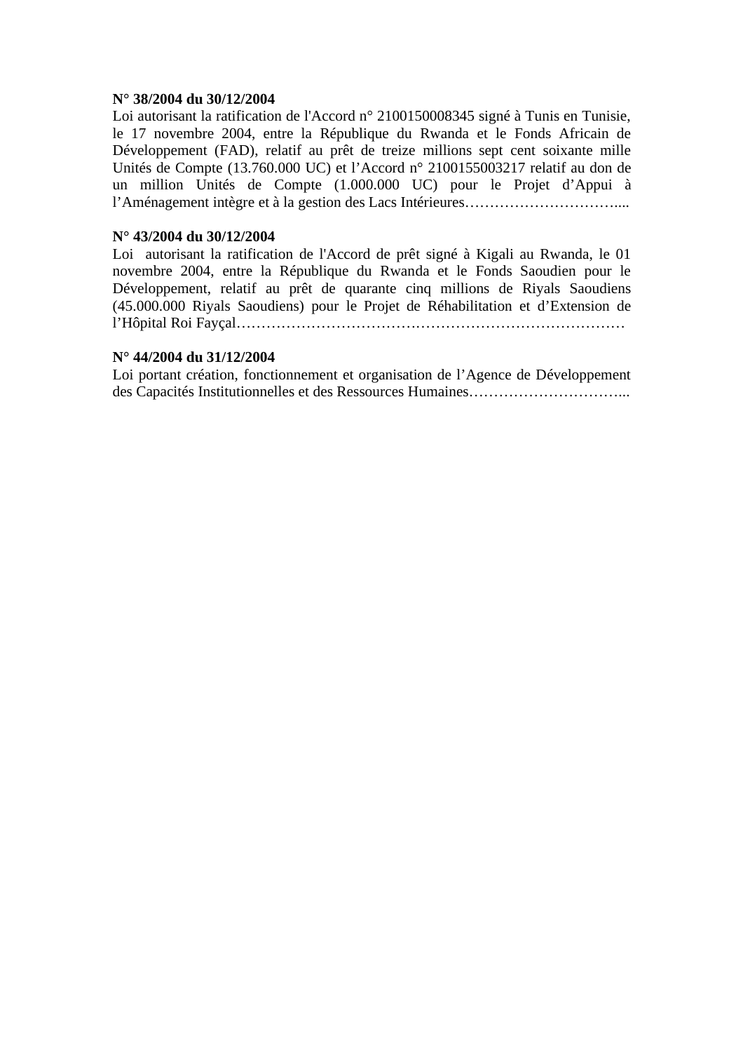**N° 38/2004 du 30/12/2004**

Loi autorisant la ratification de l'Accord n° 2100150008345 signé à Tunis en Tunisie, le 17 novembre 2004, entre la République du Rwanda et le Fonds Africain de Développement (FAD), relatif au prêt de treize millions sept cent soixante mille Unités de Compte (13.760.000 UC) et l'Accord n° 2100155003217 relatif au don de un million Unités de Compte (1.000.000 UC) pour le Projet d'Appui à l'Aménagement intègre et à la gestion des Lacs Intérieures…………………………....

**N° 43/2004 du 30/12/2004**

Loi autorisant la ratification de l'Accord de prêt signé à Kigali au Rwanda, le 01 novembre 2004, entre la République du Rwanda et le Fonds Saoudien pour le Développement, relatif au prêt de quarante cinq millions de Riyals Saoudiens (45.000.000 Riyals Saoudiens) pour le Projet de Réhabilitation et d'Extension de l'Hôpital Roi Fayçal……………………………….……………………………………

**N° 44/2004 du 31/12/2004**

Loi portant création, fonctionnement et organisation de l'Agence de Développement des Capacités Institutionnelles et des Ressources Humaines…………………………...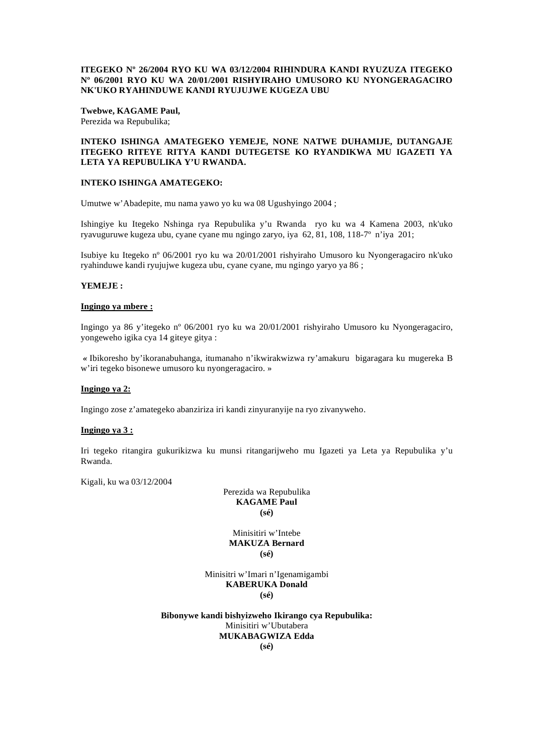**ITEGEKO Nº 26/2004 RYO KU WA 03/12/2004 RIHINDURA KANDI RYUZUZA ITEGEKO Nº 06/2001 RYO KU WA 20/01/2001 RISHYIRAHO UMUSORO KU NYONGERAGACIRO NK'UKO RYAHINDUWE KANDI RYUJUJWE KUGEZA UBU**

**Twebwe, KAGAME Paul,**
Perezida wa Repubulika;

**INTEKO ISHINGA AMATEGEKO YEMEJE, NONE NATWE DUHAMIJE, DUTANGAJE ITEGEKO RITEYE RITYA KANDI DUTEGETSE KO RYANDIKWA MU IGAZETI YA LETA YA REPUBULIKA Y'U RWANDA.**

**INTEKO ISHINGA AMATEGEKO:**

Umutwe w'Abadepite, mu nama yawo yo ku wa 08 Ugushyingo 2004 ;

Ishingiye ku Itegeko Nshinga rya Repubulika y'u Rwanda ryo ku wa 4 Kamena 2003, nk'uko ryavuguruwe kugeza ubu, cyane cyane mu ngingo zaryo, iya 62, 81, 108, 118-7º n'iya 201;

Isubiye ku Itegeko nº 06/2001 ryo ku wa 20/01/2001 rishyiraho Umusoro ku Nyongeragaciro nk'uko ryahinduwe kandi ryujujwe kugeza ubu, cyane cyane, mu ngingo yaryo ya 86 ;

**YEMEJE :**

**Ingingo ya mbere :**

Ingingo ya 86 y'itegeko nº 06/2001 ryo ku wa 20/01/2001 rishyiraho Umusoro ku Nyongeragaciro, yongeweho igika cya 14 giteye gitya :

« Ibikoresho by'ikoranabuhanga, itumanaho n'ikwirakwizwa ry'amakuru bigaragara ku mugereka B w'iri tegeko bisonewe umusoro ku nyongeragaciro. »

**Ingingo ya 2:**

Ingingo zose z'amategeko abanziriza iri kandi zinyuranyije na ryo zivanyweho.

**Ingingo ya 3 :**

Iri tegeko ritangira gukurikizwa ku munsi ritangarijweho mu Igazeti ya Leta ya Repubulika y'u Rwanda.

Kigali, ku wa 03/12/2004

Perezida wa Repubulika
**KAGAME Paul**
**(sé)**

Minisitiri w'Intebe
**MAKUZA Bernard**
**(sé)**

Minisitri w'Imari n'Igenamigambi
**KABERUKA Donald**
**(sé)**

**Bibonywe kandi bishyizweho Ikirango cya Repubulika:**
Minisitiri w'Ubutabera
**MUKABAGWIZA Edda**
**(sé)**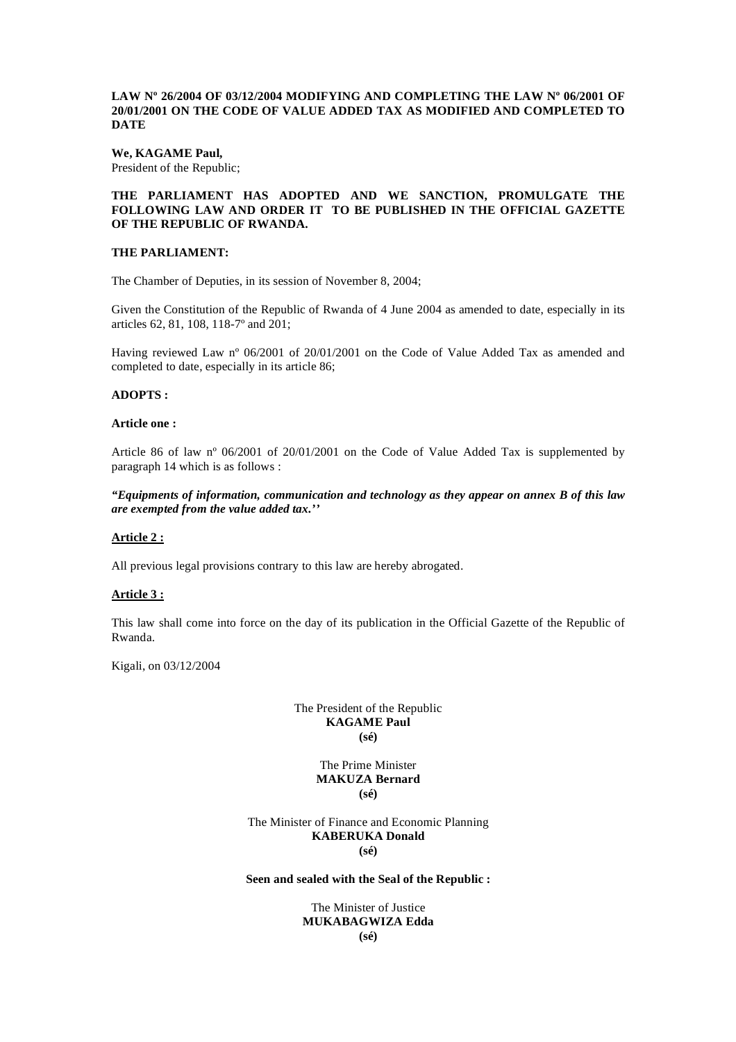**LAW Nº 26/2004 OF 03/12/2004 MODIFYING AND COMPLETING THE LAW Nº 06/2001 OF 20/01/2001 ON THE CODE OF VALUE ADDED TAX AS MODIFIED AND COMPLETED TO DATE**

**We, KAGAME Paul,**
President of the Republic;

**THE PARLIAMENT HAS ADOPTED AND WE SANCTION, PROMULGATE THE FOLLOWING LAW AND ORDER IT TO BE PUBLISHED IN THE OFFICIAL GAZETTE OF THE REPUBLIC OF RWANDA.**

**THE PARLIAMENT:**

The Chamber of Deputies, in its session of November 8, 2004;

Given the Constitution of the Republic of Rwanda of 4 June 2004 as amended to date, especially in its articles 62, 81, 108, 118-7º and 201;

Having reviewed Law nº 06/2001 of 20/01/2001 on the Code of Value Added Tax as amended and completed to date, especially in its article 86;

**ADOPTS :**

**Article one :**

Article 86 of law nº 06/2001 of 20/01/2001 on the Code of Value Added Tax is supplemented by paragraph 14 which is as follows :

***"Equipments of information, communication and technology as they appear on annex B of this law are exempted from the value added tax.''***

**Article 2 :**

All previous legal provisions contrary to this law are hereby abrogated.

**Article 3 :**

This law shall come into force on the day of its publication in the Official Gazette of the Republic of Rwanda.

Kigali, on 03/12/2004

The President of the Republic
**KAGAME Paul**
**(sé)**

The Prime Minister
**MAKUZA Bernard**
**(sé)**

The Minister of Finance and Economic Planning
**KABERUKA Donald**
**(sé)**

**Seen and sealed with the Seal of the Republic :**

The Minister of Justice
**MUKABAGWIZA Edda**
**(sé)**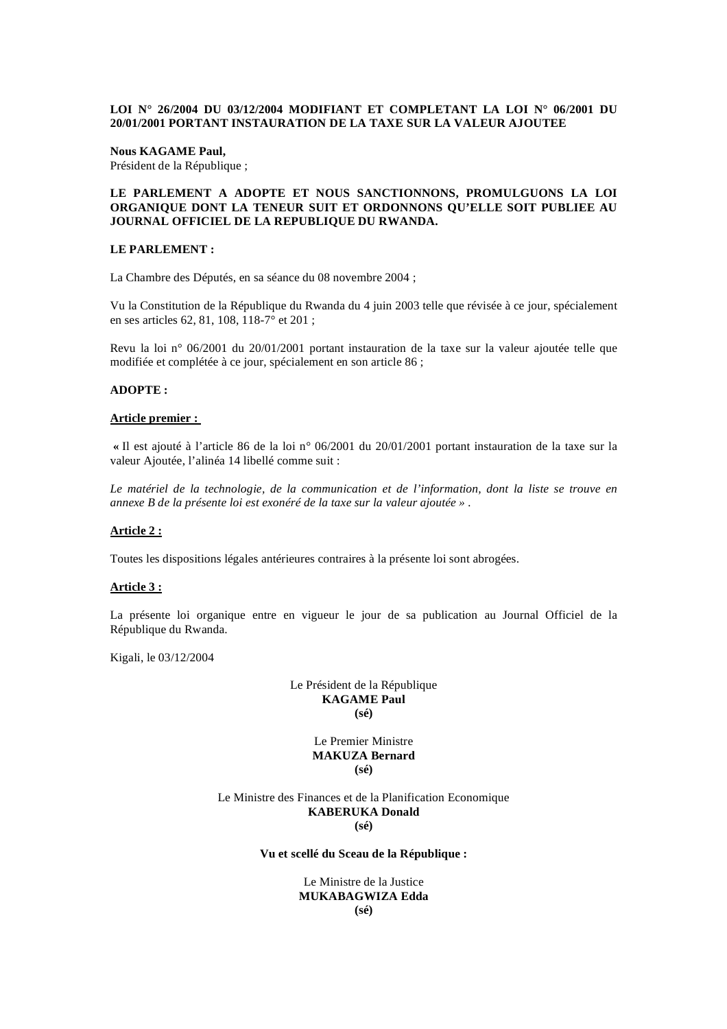**LOI N° 26/2004 DU 03/12/2004 MODIFIANT ET COMPLETANT LA LOI N° 06/2001 DU 20/01/2001 PORTANT INSTAURATION DE LA TAXE SUR LA VALEUR AJOUTEE**

**Nous KAGAME Paul,**
Président de la République ;

**LE PARLEMENT A ADOPTE ET NOUS SANCTIONNONS, PROMULGUONS LA LOI ORGANIQUE DONT LA TENEUR SUIT ET ORDONNONS QU'ELLE SOIT PUBLIEE AU JOURNAL OFFICIEL DE LA REPUBLIQUE DU RWANDA.**

**LE PARLEMENT :**

La Chambre des Députés, en sa séance du 08 novembre 2004 ;

Vu la Constitution de la République du Rwanda du 4 juin 2003 telle que révisée à ce jour, spécialement en ses articles 62, 81, 108, 118-7° et 201 ;

Revu la loi n° 06/2001 du 20/01/2001 portant instauration de la taxe sur la valeur ajoutée telle que modifiée et complétée à ce jour, spécialement en son article 86 ;

**ADOPTE :**

**Article premier :**

« Il est ajouté à l'article 86 de la loi n° 06/2001 du 20/01/2001 portant instauration de la taxe sur la valeur Ajoutée, l'alinéa 14 libellé comme suit :

*Le matériel de la technologie, de la communication et de l'information, dont la liste se trouve en annexe B de la présente loi est exonéré de la taxe sur la valeur ajoutée »* .

**Article 2 :**

Toutes les dispositions légales antérieures contraires à la présente loi sont abrogées.

**Article 3 :**

La présente loi organique entre en vigueur le jour de sa publication au Journal Officiel de la République du Rwanda.

Kigali, le 03/12/2004

Le Président de la République
**KAGAME Paul**
**(sé)**

Le Premier Ministre
**MAKUZA Bernard**
**(sé)**

Le Ministre des Finances et de la Planification Economique
**KABERUKA Donald**
**(sé)**

**Vu et scellé du Sceau de la République :**

Le Ministre de la Justice
**MUKABAGWIZA Edda**
**(sé)**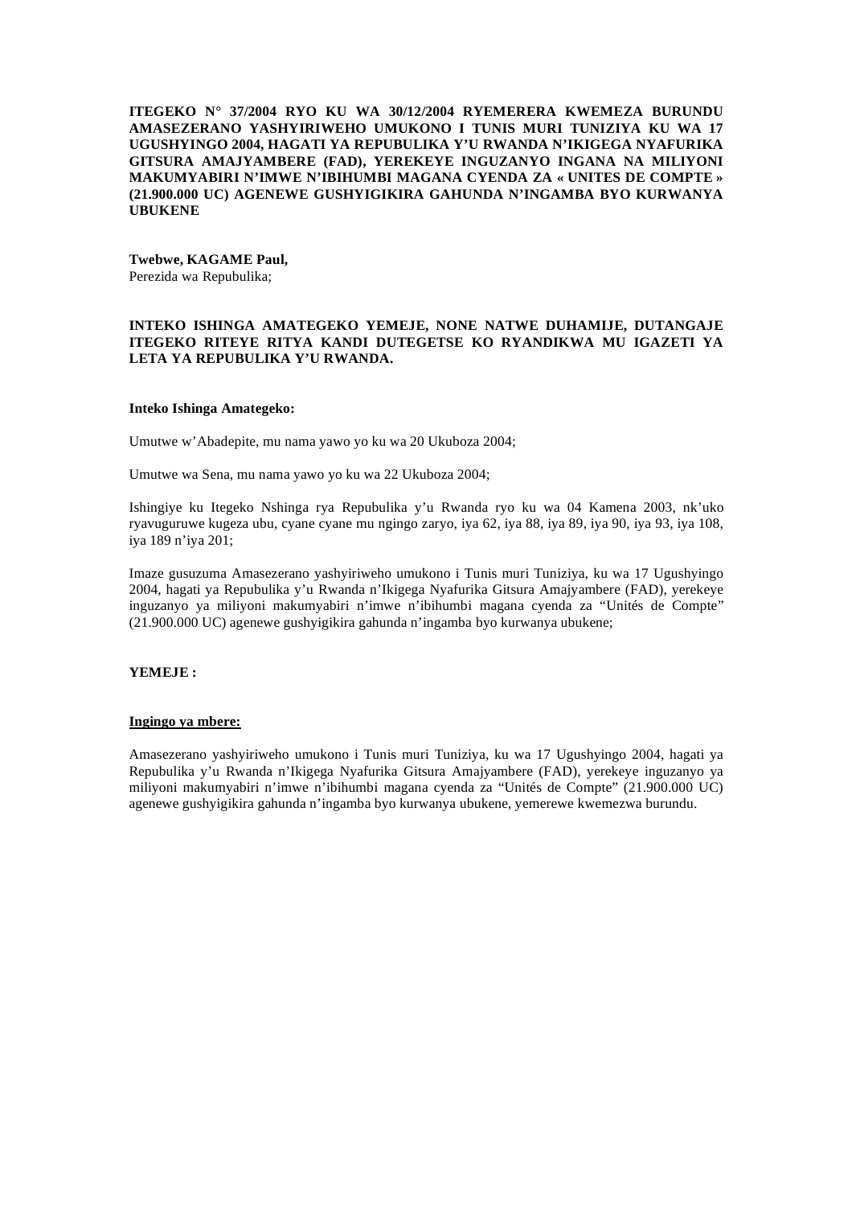**ITEGEKO N° 37/2004 RYO KU WA 30/12/2004 RYEMERERA KWEMEZA BURUNDU AMASEZERANO YASHYIRIWEHO UMUKONO I TUNIS MURI TUNIZIYA KU WA 17 UGUSHYINGO 2004, HAGATI YA REPUBULIKA Y'U RWANDA N'IKIGEGA NYAFURIKA GITSURA AMAJYAMBERE (FAD), YEREKEYE INGUZANYO INGANA NA MILIYONI MAKUMYABIRI N'IMWE N'IBIHUMBI MAGANA CYENDA ZA « UNITES DE COMPTE » (21.900.000 UC) AGENEWE GUSHYIGIKIRA GAHUNDA N'INGAMBA BYO KURWANYA UBUKENE**

**Twebwe, KAGAME Paul,**
Perezida wa Repubulika;

**INTEKO ISHINGA AMATEGEKO YEMEJE, NONE NATWE DUHAMIJE, DUTANGAJE ITEGEKO RITEYE RITYA KANDI DUTEGETSE KO RYANDIKWA MU IGAZETI YA LETA YA REPUBULIKA Y'U RWANDA.**

**Inteko Ishinga Amategeko:**

Umutwe w'Abadepite, mu nama yawo yo ku wa 20 Ukuboza 2004;

Umutwe wa Sena, mu nama yawo yo ku wa 22 Ukuboza 2004;

Ishingiye ku Itegeko Nshinga rya Repubulika y'u Rwanda ryo ku wa 04 Kamena 2003, nk'uko ryavuguruwe kugeza ubu, cyane cyane mu ngingo zaryo, iya 62, iya 88, iya 89, iya 90, iya 93, iya 108, iya 189 n'iya 201;

Imaze gusuzuma Amasezerano yashyiriweho umukono i Tunis muri Tuniziya, ku wa 17 Ugushyingo 2004, hagati ya Repubulika y'u Rwanda n'Ikigega Nyafurika Gitsura Amajyambere (FAD), yerekeye inguzanyo ya miliyoni makumyabiri n'imwe n'ibihumbi magana cyenda za "Unités de Compte" (21.900.000 UC) agenewe gushyigikira gahunda n'ingamba byo kurwanya ubukene;

**YEMEJE :**

**<u>Ingingo ya mbere:</u>**

Amasezerano yashyiriweho umukono i Tunis muri Tuniziya, ku wa 17 Ugushyingo 2004, hagati ya Repubulika y'u Rwanda n'Ikigega Nyafurika Gitsura Amajyambere (FAD), yerekeye inguzanyo ya miliyoni makumyabiri n'imwe n'ibihumbi magana cyenda za "Unités de Compte" (21.900.000 UC) agenewe gushyigikira gahunda n'ingamba byo kurwanya ubukene, yemerewe kwemezwa burundu.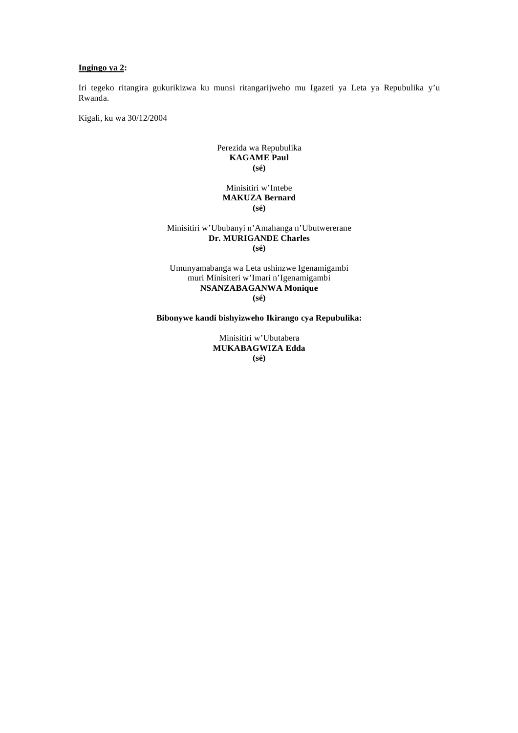**Ingingo ya 2:**

Iri tegeko ritangira gukurikizwa ku munsi ritangarijweho mu Igazeti ya Leta ya Repubulika y'u Rwanda.

Kigali, ku wa 30/12/2004

Perezida wa Repubulika
**KAGAME Paul**
**(sé)**

Minisitiri w'Intebe
**MAKUZA Bernard**
**(sé)**

Minisitiri w'Ububanyi n'Amahanga n'Ubutwererane
**Dr. MURIGANDE Charles**
**(sé)**

Umunyamabanga wa Leta ushinzwe Igenamigambi
muri Minisiteri w'Imari n'Igenamigambi
**NSANZABAGANWA Monique**
**(sé)**

**Bibonywe kandi bishyizweho Ikirango cya Repubulika:**

Minisitiri w'Ubutabera
**MUKABAGWIZA Edda**
**(sé)**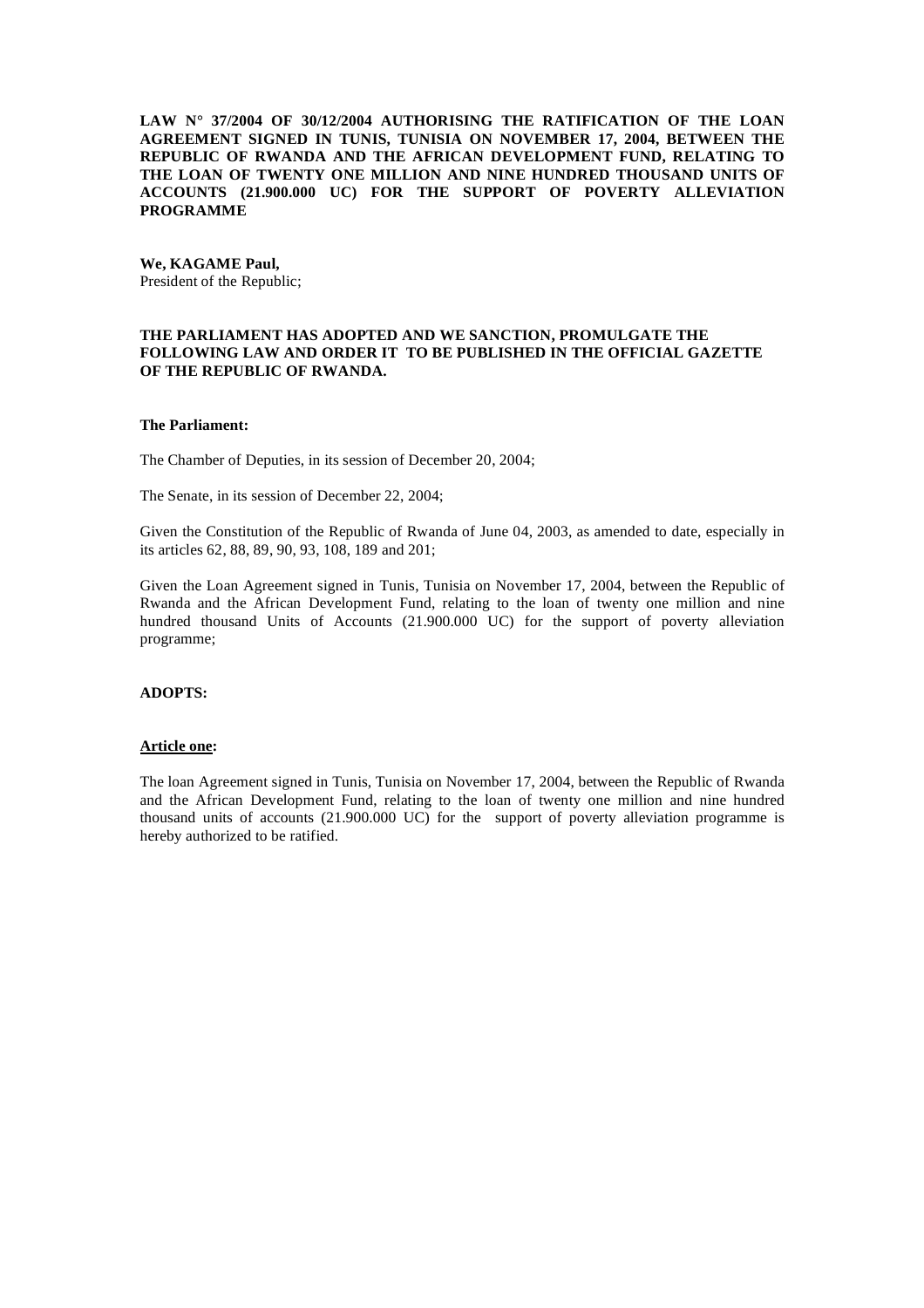**LAW N° 37/2004 OF 30/12/2004 AUTHORISING THE RATIFICATION OF THE LOAN AGREEMENT SIGNED IN TUNIS, TUNISIA ON NOVEMBER 17, 2004, BETWEEN THE REPUBLIC OF RWANDA AND THE AFRICAN DEVELOPMENT FUND, RELATING TO THE LOAN OF TWENTY ONE MILLION AND NINE HUNDRED THOUSAND UNITS OF ACCOUNTS (21.900.000 UC) FOR THE SUPPORT OF POVERTY ALLEVIATION PROGRAMME**

**We, KAGAME Paul,**
President of the Republic;

**THE PARLIAMENT HAS ADOPTED AND WE SANCTION, PROMULGATE THE FOLLOWING LAW AND ORDER IT TO BE PUBLISHED IN THE OFFICIAL GAZETTE OF THE REPUBLIC OF RWANDA.**

**The Parliament:**

The Chamber of Deputies, in its session of December 20, 2004;

The Senate, in its session of December 22, 2004;

Given the Constitution of the Republic of Rwanda of June 04, 2003, as amended to date, especially in its articles 62, 88, 89, 90, 93, 108, 189 and 201;

Given the Loan Agreement signed in Tunis, Tunisia on November 17, 2004, between the Republic of Rwanda and the African Development Fund, relating to the loan of twenty one million and nine hundred thousand Units of Accounts (21.900.000 UC) for the support of poverty alleviation programme;

**ADOPTS:**

**Article one:**

The loan Agreement signed in Tunis, Tunisia on November 17, 2004, between the Republic of Rwanda and the African Development Fund, relating to the loan of twenty one million and nine hundred thousand units of accounts (21.900.000 UC) for the support of poverty alleviation programme is hereby authorized to be ratified.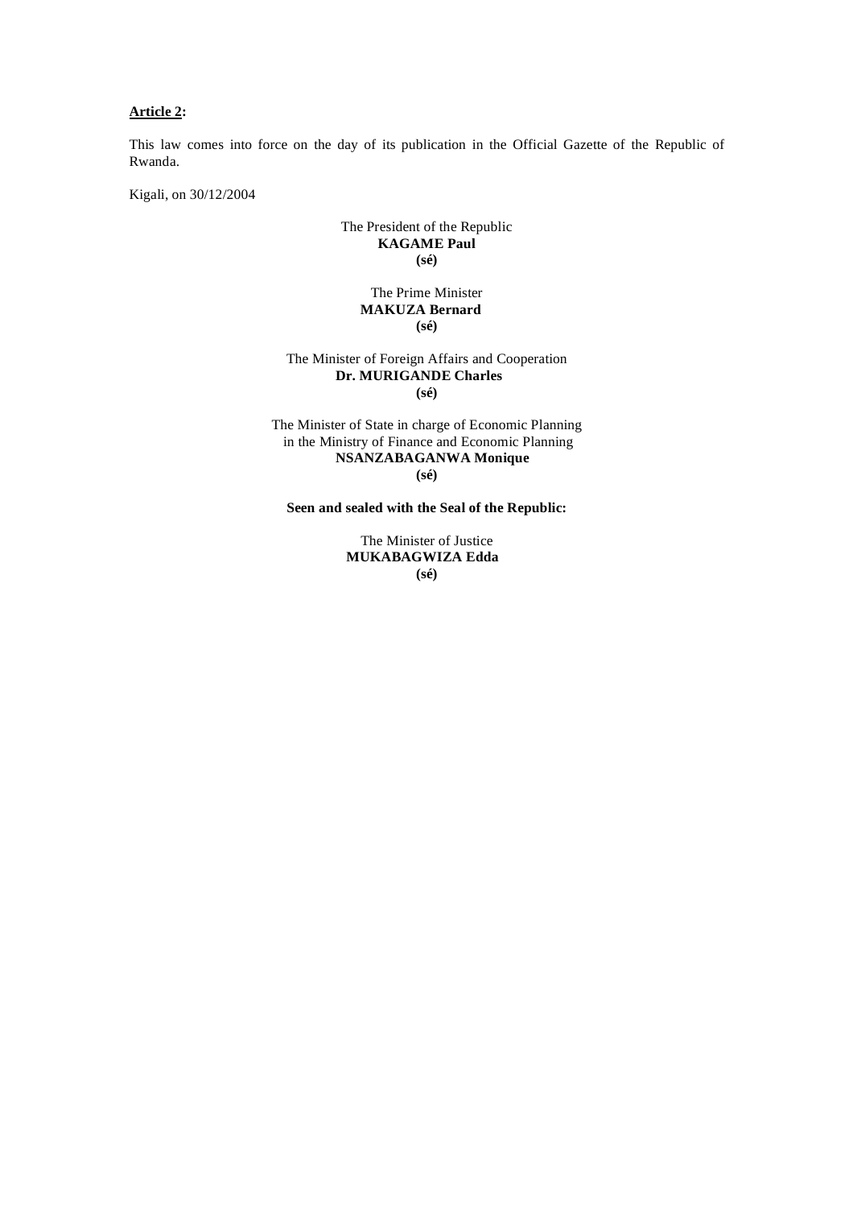**<u>Article 2</u>:**

This law comes into force on the day of its publication in the Official Gazette of the Republic of Rwanda.

Kigali, on 30/12/2004

The President of the Republic
**KAGAME Paul**
**(sé)**

The Prime Minister
**MAKUZA Bernard**
**(sé)**

The Minister of Foreign Affairs and Cooperation
**Dr. MURIGANDE Charles**
**(sé)**

The Minister of State in charge of Economic Planning
in the Ministry of Finance and Economic Planning
**NSANZABAGANWA Monique**
**(sé)**

**Seen and sealed with the Seal of the Republic:**

The Minister of Justice
**MUKABAGWIZA Edda**
**(sé)**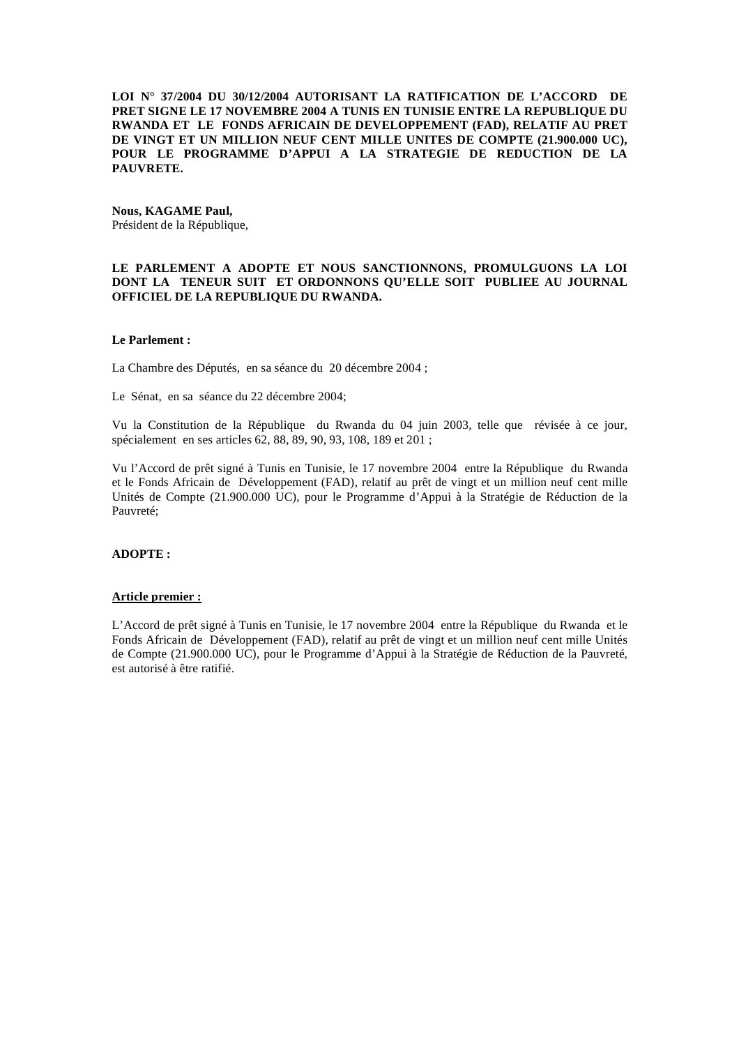**LOI N° 37/2004 DU 30/12/2004 AUTORISANT LA RATIFICATION DE L'ACCORD DE PRET SIGNE LE 17 NOVEMBRE 2004 A TUNIS EN TUNISIE ENTRE LA REPUBLIQUE DU RWANDA ET LE FONDS AFRICAIN DE DEVELOPPEMENT (FAD), RELATIF AU PRET DE VINGT ET UN MILLION NEUF CENT MILLE UNITES DE COMPTE (21.900.000 UC), POUR LE PROGRAMME D'APPUI A LA STRATEGIE DE REDUCTION DE LA PAUVRETE.**

**Nous, KAGAME Paul,**
Président de la République,

**LE PARLEMENT A ADOPTE ET NOUS SANCTIONNONS, PROMULGUONS LA LOI DONT LA TENEUR SUIT ET ORDONNONS QU'ELLE SOIT PUBLIEE AU JOURNAL OFFICIEL DE LA REPUBLIQUE DU RWANDA.**

**Le Parlement :**

La Chambre des Députés, en sa séance du 20 décembre 2004 ;

Le Sénat, en sa séance du 22 décembre 2004;

Vu la Constitution de la République du Rwanda du 04 juin 2003, telle que révisée à ce jour, spécialement en ses articles 62, 88, 89, 90, 93, 108, 189 et 201 ;

Vu l'Accord de prêt signé à Tunis en Tunisie, le 17 novembre 2004 entre la République du Rwanda et le Fonds Africain de Développement (FAD), relatif au prêt de vingt et un million neuf cent mille Unités de Compte (21.900.000 UC), pour le Programme d'Appui à la Stratégie de Réduction de la Pauvreté;

**ADOPTE :**

**Article premier :**

L'Accord de prêt signé à Tunis en Tunisie, le 17 novembre 2004 entre la République du Rwanda et le Fonds Africain de Développement (FAD), relatif au prêt de vingt et un million neuf cent mille Unités de Compte (21.900.000 UC), pour le Programme d'Appui à la Stratégie de Réduction de la Pauvreté, est autorisé à être ratifié.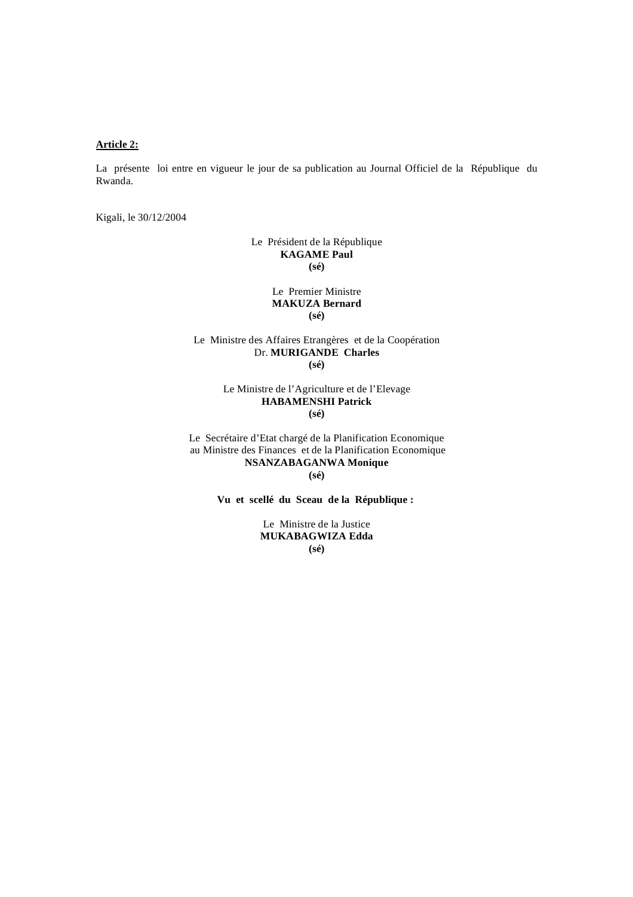**Article 2:**

La présente loi entre en vigueur le jour de sa publication au Journal Officiel de la République du Rwanda.

Kigali, le 30/12/2004

Le Président de la République  
**KAGAME Paul**  
**(sé)**

Le Premier Ministre  
**MAKUZA Bernard**  
**(sé)**

Le Ministre des Affaires Etrangères et de la Coopération  
Dr. **MURIGANDE Charles**  
**(sé)**

Le Ministre de l'Agriculture et de l'Elevage  
**HABAMENSHI Patrick**  
**(sé)**

Le Secrétaire d'Etat chargé de la Planification Economique  
au Ministre des Finances et de la Planification Economique  
**NSANZABAGANWA Monique**  
**(sé)**

**Vu et scellé du Sceau de la République :**

Le Ministre de la Justice  
**MUKABAGWIZA Edda**  
**(sé)**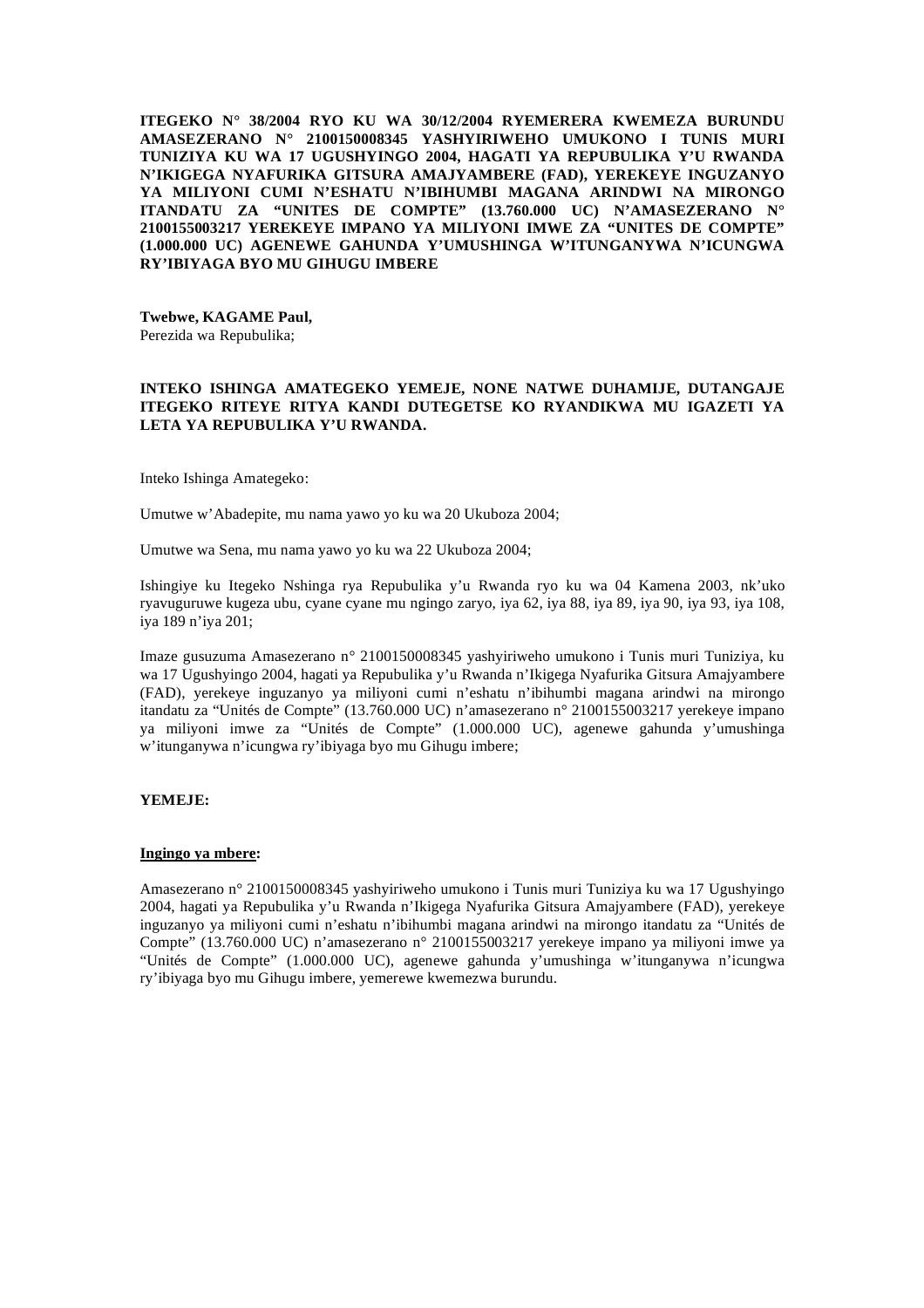**ITEGEKO N° 38/2004 RYO KU WA 30/12/2004 RYEMERERA KWEMEZA BURUNDU AMASEZERANO N° 2100150008345 YASHYIRIWEHO UMUKONO I TUNIS MURI TUNIZIYA KU WA 17 UGUSHYINGO 2004, HAGATI YA REPUBULIKA Y'U RWANDA N'IKIGEGA NYAFURIKA GITSURA AMAJYAMBERE (FAD), YEREKEYE INGUZANYO YA MILIYONI CUMI N'ESHATU N'IBIHUMBI MAGANA ARINDWI NA MIRONGO ITANDATU ZA "UNITES DE COMPTE" (13.760.000 UC) N'AMASEZERANO N° 2100155003217 YEREKEYE IMPANO YA MILIYONI IMWE ZA "UNITES DE COMPTE" (1.000.000 UC) AGENEWE GAHUNDA Y'UMUSHINGA W'ITUNGANYWA N'ICUNGWA RY'IBIYAGA BYO MU GIHUGU IMBERE**

**Twebwe, KAGAME Paul,**
Perezida wa Repubulika;

**INTEKO ISHINGA AMATEGEKO YEMEJE, NONE NATWE DUHAMIJE, DUTANGAJE ITEGEKO RITEYE RITYA KANDI DUTEGETSE KO RYANDIKWA MU IGAZETI YA LETA YA REPUBULIKA Y'U RWANDA.**

Inteko Ishinga Amategeko:

Umutwe w'Abadepite, mu nama yawo yo ku wa 20 Ukuboza 2004;

Umutwe wa Sena, mu nama yawo yo ku wa 22 Ukuboza 2004;

Ishingiye ku Itegeko Nshinga rya Repubulika y'u Rwanda ryo ku wa 04 Kamena 2003, nk'uko ryavuguruwe kugeza ubu, cyane cyane mu ngingo zaryo, iya 62, iya 88, iya 89, iya 90, iya 93, iya 108, iya 189 n'iya 201;

Imaze gusuzuma Amasezerano n° 2100150008345 yashyiriweho umukono i Tunis muri Tuniziya, ku wa 17 Ugushyingo 2004, hagati ya Repubulika y'u Rwanda n'Ikigega Nyafurika Gitsura Amajyambere (FAD), yerekeye inguzanyo ya miliyoni cumi n'eshatu n'ibihumbi magana arindwi na mirongo itandatu za "Unités de Compte" (13.760.000 UC) n'amasezerano n° 2100155003217 yerekeye impano ya miliyoni imwe za "Unités de Compte" (1.000.000 UC), agenewe gahunda y'umushinga w'itunganywa n'icungwa ry'ibiyaga byo mu Gihugu imbere;

**YEMEJE:**

**Ingingo ya mbere:**

Amasezerano n° 2100150008345 yashyiriweho umukono i Tunis muri Tuniziya ku wa 17 Ugushyingo 2004, hagati ya Repubulika y'u Rwanda n'Ikigega Nyafurika Gitsura Amajyambere (FAD), yerekeye inguzanyo ya miliyoni cumi n'eshatu n'ibihumbi magana arindwi na mirongo itandatu za "Unités de Compte" (13.760.000 UC) n'amasezerano n° 2100155003217 yerekeye impano ya miliyoni imwe ya "Unités de Compte" (1.000.000 UC), agenewe gahunda y'umushinga w'itunganywa n'icungwa ry'ibiyaga byo mu Gihugu imbere, yemerewe kwemezwa burundu.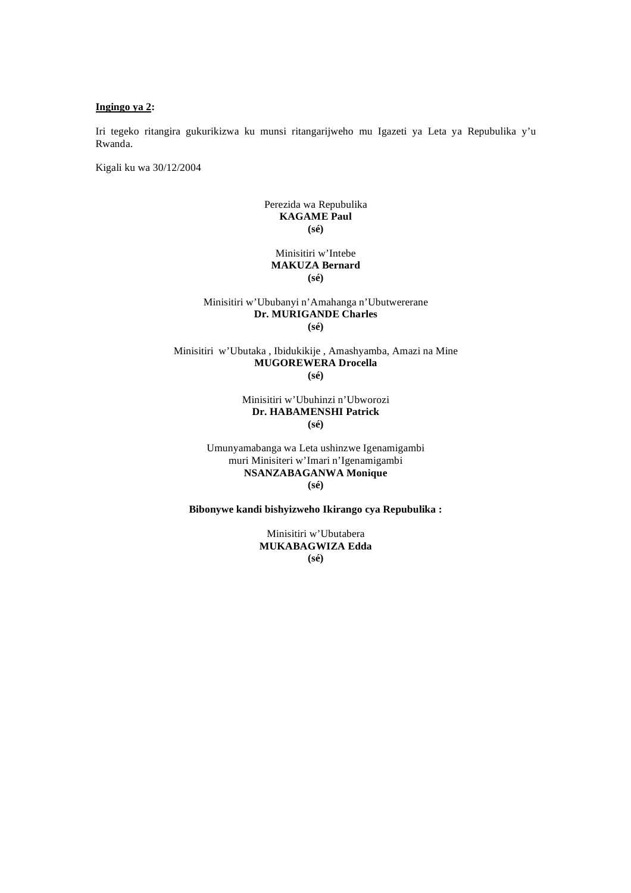**Ingingo ya 2:**

Iri tegeko ritangira gukurikizwa ku munsi ritangarijweho mu Igazeti ya Leta ya Repubulika y'u Rwanda.

Kigali ku wa 30/12/2004

Perezida wa Repubulika
**KAGAME Paul**
**(sé)**

Minisitiri w'Intebe
**MAKUZA Bernard**
**(sé)**

Minisitiri w'Ububanyi n'Amahanga n'Ubutwererane
**Dr. MURIGANDE Charles**
**(sé)**

Minisitiri w'Ubutaka , Ibidukikije , Amashyamba, Amazi na Mine
**MUGOREWERA Drocella**
**(sé)**

Minisitiri w'Ubuhinzi n'Ubworozi
**Dr. HABAMENSHI Patrick**
**(sé)**

Umunyamabanga wa Leta ushinzwe Igenamigambi
muri Minisiteri w'Imari n'Igenamigambi
**NSANZABAGANWA Monique**
**(sé)**

**Bibonywe kandi bishyizweho Ikirango cya Repubulika :**

Minisitiri w'Ubutabera
**MUKABAGWIZA Edda**
**(sé)**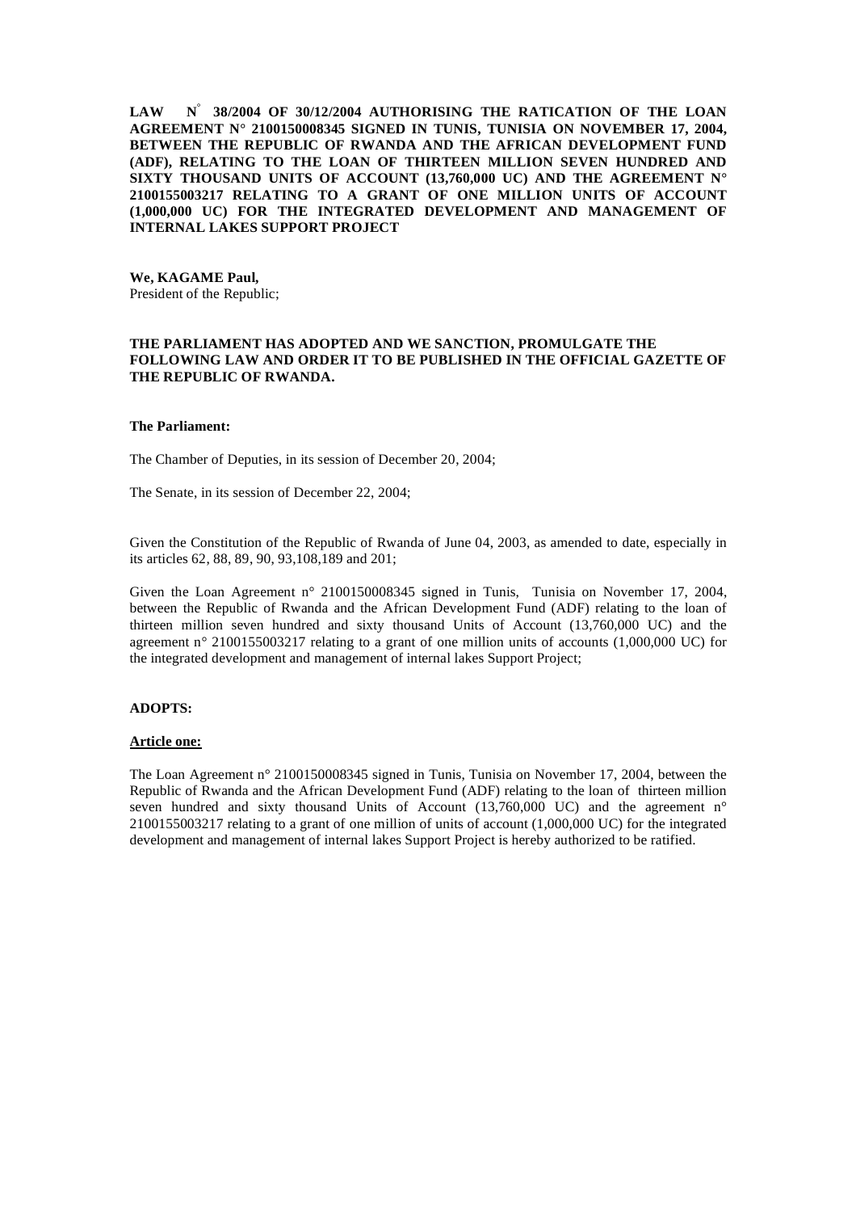**LAW N° 38/2004 OF 30/12/2004 AUTHORISING THE RATICATION OF THE LOAN AGREEMENT N° 2100150008345 SIGNED IN TUNIS, TUNISIA ON NOVEMBER 17, 2004, BETWEEN THE REPUBLIC OF RWANDA AND THE AFRICAN DEVELOPMENT FUND (ADF), RELATING TO THE LOAN OF THIRTEEN MILLION SEVEN HUNDRED AND SIXTY THOUSAND UNITS OF ACCOUNT (13,760,000 UC) AND THE AGREEMENT N° 2100155003217 RELATING TO A GRANT OF ONE MILLION UNITS OF ACCOUNT (1,000,000 UC) FOR THE INTEGRATED DEVELOPMENT AND MANAGEMENT OF INTERNAL LAKES SUPPORT PROJECT**

**We, KAGAME Paul,**
President of the Republic;

**THE PARLIAMENT HAS ADOPTED AND WE SANCTION, PROMULGATE THE FOLLOWING LAW AND ORDER IT TO BE PUBLISHED IN THE OFFICIAL GAZETTE OF THE REPUBLIC OF RWANDA.**

**The Parliament:**

The Chamber of Deputies, in its session of December 20, 2004;

The Senate, in its session of December 22, 2004;

Given the Constitution of the Republic of Rwanda of June 04, 2003, as amended to date, especially in its articles 62, 88, 89, 90, 93,108,189 and 201;

Given the Loan Agreement n° 2100150008345 signed in Tunis, Tunisia on November 17, 2004, between the Republic of Rwanda and the African Development Fund (ADF) relating to the loan of thirteen million seven hundred and sixty thousand Units of Account (13,760,000 UC) and the agreement n° 2100155003217 relating to a grant of one million units of accounts (1,000,000 UC) for the integrated development and management of internal lakes Support Project;

**ADOPTS:**

**Article one:**

The Loan Agreement n° 2100150008345 signed in Tunis, Tunisia on November 17, 2004, between the Republic of Rwanda and the African Development Fund (ADF) relating to the loan of thirteen million seven hundred and sixty thousand Units of Account (13,760,000 UC) and the agreement n° 2100155003217 relating to a grant of one million of units of account (1,000,000 UC) for the integrated development and management of internal lakes Support Project is hereby authorized to be ratified.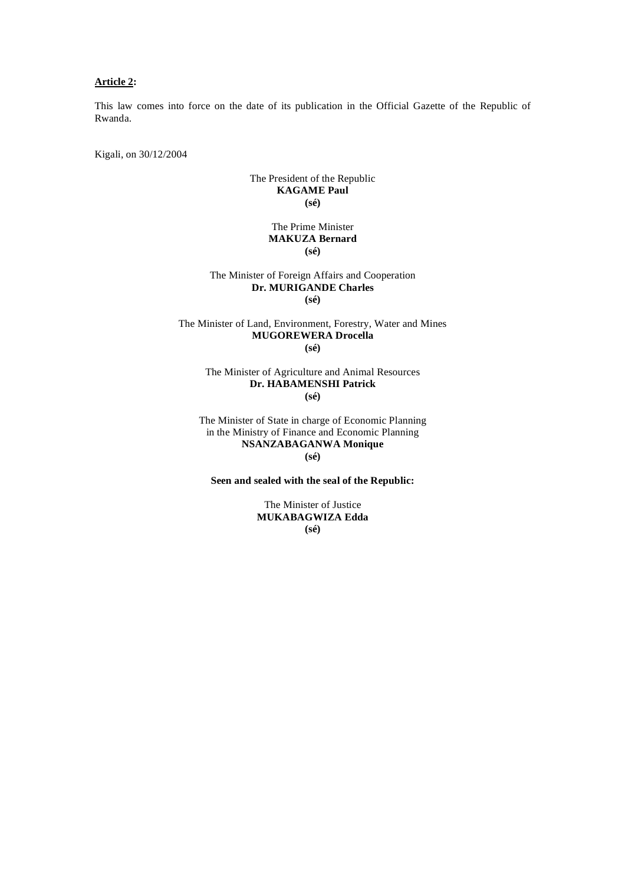**Article 2:**

This law comes into force on the date of its publication in the Official Gazette of the Republic of Rwanda.

Kigali, on 30/12/2004

The President of the Republic
**KAGAME Paul**
**(sé)**

The Prime Minister
**MAKUZA Bernard**
**(sé)**

The Minister of Foreign Affairs and Cooperation
**Dr. MURIGANDE Charles**
**(sé)**

The Minister of Land, Environment, Forestry, Water and Mines
**MUGOREWERA Drocella**
**(sé)**

The Minister of Agriculture and Animal Resources
**Dr. HABAMENSHI Patrick**
**(sé)**

The Minister of State in charge of Economic Planning
in the Ministry of Finance and Economic Planning
**NSANZABAGANWA Monique**
**(sé)**

**Seen and sealed with the seal of the Republic:**

The Minister of Justice
**MUKABAGWIZA Edda**
**(sé)**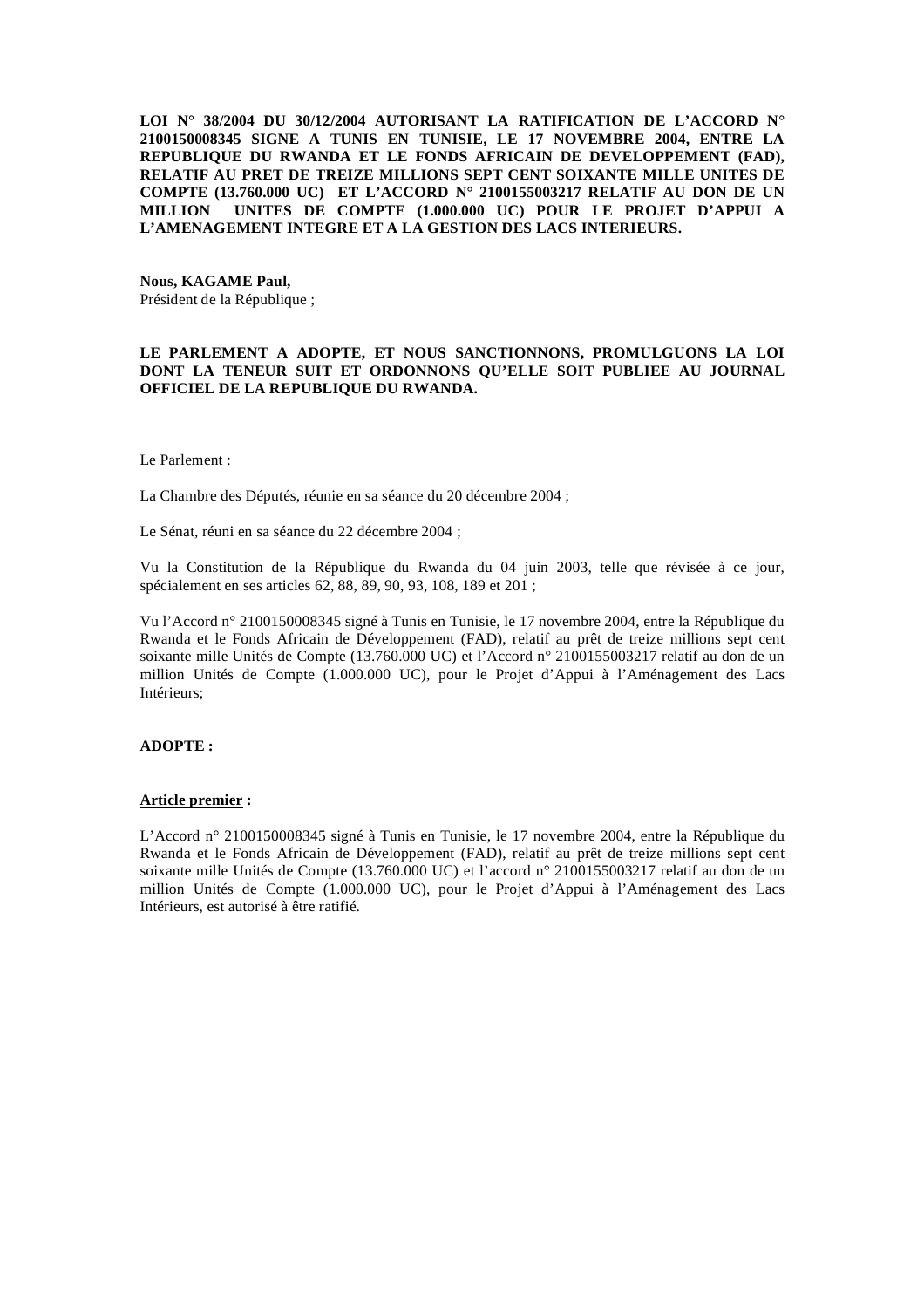**LOI N° 38/2004 DU 30/12/2004 AUTORISANT LA RATIFICATION DE L'ACCORD N° 2100150008345 SIGNE A TUNIS EN TUNISIE, LE 17 NOVEMBRE 2004, ENTRE LA REPUBLIQUE DU RWANDA ET LE FONDS AFRICAIN DE DEVELOPPEMENT (FAD), RELATIF AU PRET DE TREIZE MILLIONS SEPT CENT SOIXANTE MILLE UNITES DE COMPTE (13.760.000 UC) ET L'ACCORD N° 2100155003217 RELATIF AU DON DE UN MILLION UNITES DE COMPTE (1.000.000 UC) POUR LE PROJET D'APPUI A L'AMENAGEMENT INTEGRE ET A LA GESTION DES LACS INTERIEURS.**

**Nous, KAGAME Paul,**
Président de la République ;

**LE PARLEMENT A ADOPTE, ET NOUS SANCTIONNONS, PROMULGUONS LA LOI DONT LA TENEUR SUIT ET ORDONNONS QU'ELLE SOIT PUBLIEE AU JOURNAL OFFICIEL DE LA REPUBLIQUE DU RWANDA.**

Le Parlement :

La Chambre des Députés, réunie en sa séance du 20 décembre 2004 ;

Le Sénat, réuni en sa séance du 22 décembre 2004 ;

Vu la Constitution de la République du Rwanda du 04 juin 2003, telle que révisée à ce jour, spécialement en ses articles 62, 88, 89, 90, 93, 108, 189 et 201 ;

Vu l'Accord n° 2100150008345 signé à Tunis en Tunisie, le 17 novembre 2004, entre la République du Rwanda et le Fonds Africain de Développement (FAD), relatif au prêt de treize millions sept cent soixante mille Unités de Compte (13.760.000 UC) et l'Accord n° 2100155003217 relatif au don de un million Unités de Compte (1.000.000 UC), pour le Projet d'Appui à l'Aménagement des Lacs Intérieurs;

**ADOPTE :**

**Article premier :**

L'Accord n° 2100150008345 signé à Tunis en Tunisie, le 17 novembre 2004, entre la République du Rwanda et le Fonds Africain de Développement (FAD), relatif au prêt de treize millions sept cent soixante mille Unités de Compte (13.760.000 UC) et l'accord n° 2100155003217 relatif au don de un million Unités de Compte (1.000.000 UC), pour le Projet d'Appui à l'Aménagement des Lacs Intérieurs, est autorisé à être ratifié.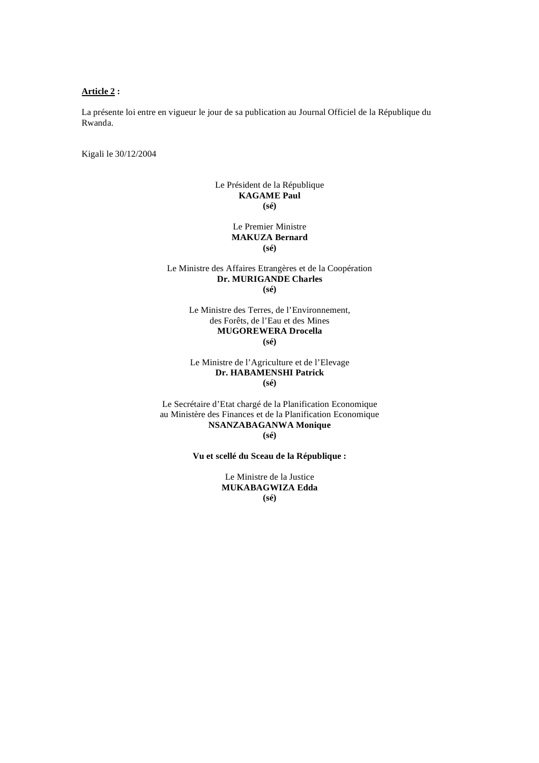**<u>Article 2</u> :**

La présente loi entre en vigueur le jour de sa publication au Journal Officiel de la République du Rwanda.

Kigali le 30/12/2004

Le Président de la République
**KAGAME Paul**
**(sé)**

Le Premier Ministre
**MAKUZA Bernard**
**(sé)**

Le Ministre des Affaires Etrangères et de la Coopération
**Dr. MURIGANDE Charles**
**(sé)**

Le Ministre des Terres, de l'Environnement,
des Forêts, de l'Eau et des Mines
**MUGOREWERA Drocella**
**(sé)**

Le Ministre de l'Agriculture et de l'Elevage
**Dr. HABAMENSHI Patrick**
**(sé)**

Le Secrétaire d'Etat chargé de la Planification Economique
au Ministère des Finances et de la Planification Economique
**NSANZABAGANWA Monique**
**(sé)**

**Vu et scellé du Sceau de la République :**

Le Ministre de la Justice
**MUKABAGWIZA Edda**
**(sé)**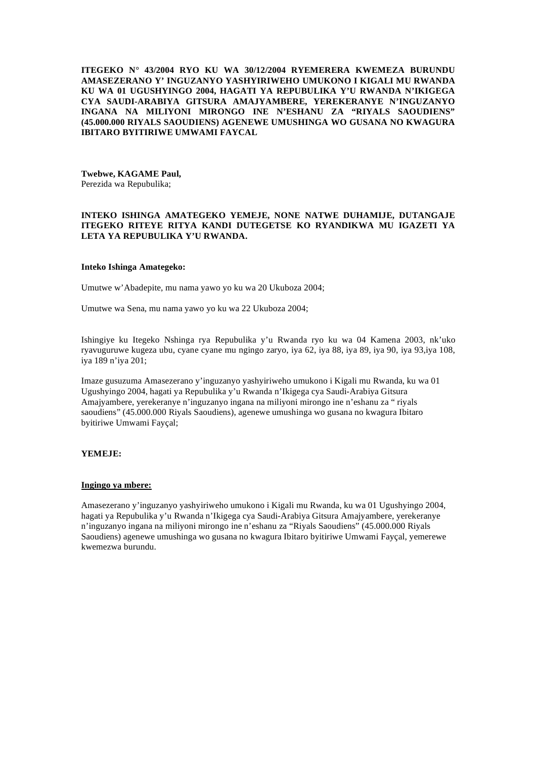**ITEGEKO N° 43/2004 RYO KU WA 30/12/2004 RYEMERERA KWEMEZA BURUNDU AMASEZERANO Y' INGUZANYO YASHYIRIWEHO UMUKONO I KIGALI MU RWANDA KU WA 01 UGUSHYINGO 2004, HAGATI YA REPUBULIKA Y'U RWANDA N'IKIGEGA CYA SAUDI-ARABIYA GITSURA AMAJYAMBERE, YEREKERANYE N'INGUZANYO INGANA NA MILIYONI MIRONGO INE N'ESHANU ZA "RIYALS SAOUDIENS" (45.000.000 RIYALS SAOUDIENS) AGENEWE UMUSHINGA WO GUSANA NO KWAGURA IBITARO BYITIRIWE UMWAMI FAYCAL**

**Twebwe, KAGAME Paul,**
Perezida wa Repubulika;

**INTEKO ISHINGA AMATEGEKO YEMEJE, NONE NATWE DUHAMIJE, DUTANGAJE ITEGEKO RITEYE RITYA KANDI DUTEGETSE KO RYANDIKWA MU IGAZETI YA LETA YA REPUBULIKA Y'U RWANDA.**

**Inteko Ishinga Amategeko:**

Umutwe w'Abadepite, mu nama yawo yo ku wa 20 Ukuboza 2004;

Umutwe wa Sena, mu nama yawo yo ku wa 22 Ukuboza 2004;

Ishingiye ku Itegeko Nshinga rya Repubulika y'u Rwanda ryo ku wa 04 Kamena 2003, nk'uko ryavuguruwe kugeza ubu, cyane cyane mu ngingo zaryo, iya 62, iya 88, iya 89, iya 90, iya 93,iya 108, iya 189 n'iya 201;

Imaze gusuzuma Amasezerano y'inguzanyo yashyiriweho umukono i Kigali mu Rwanda, ku wa 01 Ugushyingo 2004, hagati ya Repubulika y'u Rwanda n'Ikigega cya Saudi-Arabiya Gitsura Amajyambere, yerekeranye n'inguzanyo ingana na miliyoni mirongo ine n'eshanu za " riyals saoudiens" (45.000.000 Riyals Saoudiens), agenewe umushinga wo gusana no kwagura Ibitaro byitiriwe Umwami Fayçal;

**YEMEJE:**

**Ingingo ya mbere:**

Amasezerano y'inguzanyo yashyiriweho umukono i Kigali mu Rwanda, ku wa 01 Ugushyingo 2004, hagati ya Repubulika y'u Rwanda n'Ikigega cya Saudi-Arabiya Gitsura Amajyambere, yerekeranye n'inguzanyo ingana na miliyoni mirongo ine n'eshanu za "Riyals Saoudiens" (45.000.000 Riyals Saoudiens) agenewe umushinga wo gusana no kwagura Ibitaro byitiriwe Umwami Fayçal, yemerewe kwemezwa burundu.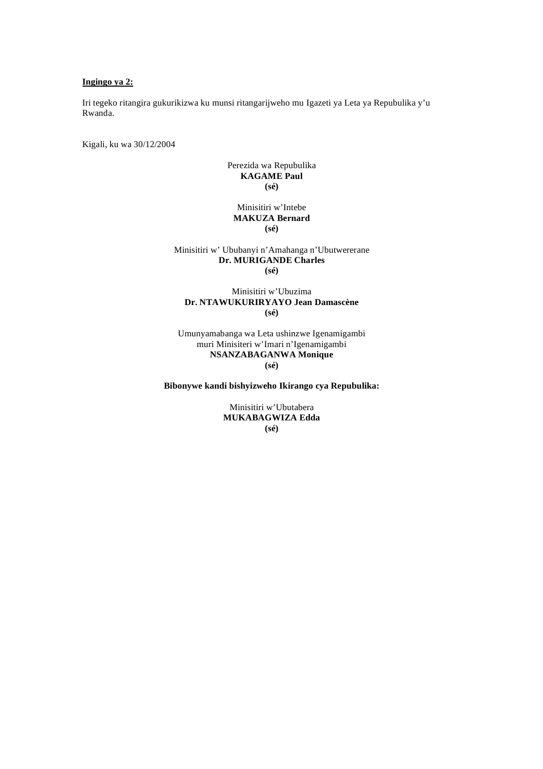**Ingingo ya 2:**

Iri tegeko ritangira gukurikizwa ku munsi ritangarijweho mu Igazeti ya Leta ya Repubulika y'u Rwanda.

Kigali, ku wa 30/12/2004

Perezida wa Repubulika
**KAGAME Paul**
**(sé)**

Minisitiri w'Intebe
**MAKUZA Bernard**
**(sé)**

Minisitiri w' Ububanyi n'Amahanga n'Ubutwererane
**Dr. MURIGANDE Charles**
**(sé)**

Minisitiri w'Ubuzima
**Dr. NTAWUKURIRYAYO Jean Damascène**
**(sé)**

Umunyamabanga wa Leta ushinzwe Igenamigambi
muri Minisiteri w'Imari n'Igenamigambi
**NSANZABAGANWA Monique**
**(sé)**

**Bibonywe kandi bishyizweho Ikirango cya Repubulika:**

Minisitiri w'Ubutabera
**MUKABAGWIZA Edda**
**(sé)**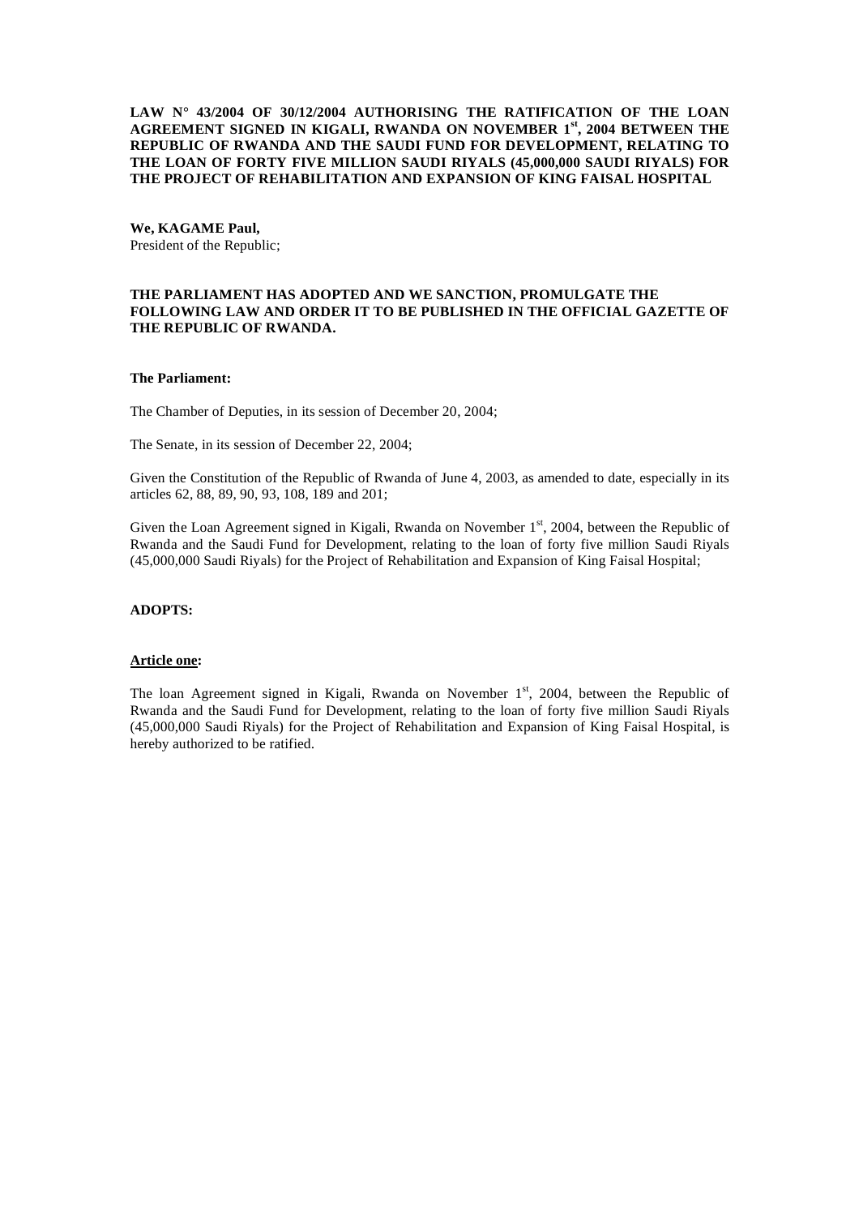**LAW N° 43/2004 OF 30/12/2004 AUTHORISING THE RATIFICATION OF THE LOAN AGREEMENT SIGNED IN KIGALI, RWANDA ON NOVEMBER 1st, 2004 BETWEEN THE REPUBLIC OF RWANDA AND THE SAUDI FUND FOR DEVELOPMENT, RELATING TO THE LOAN OF FORTY FIVE MILLION SAUDI RIYALS (45,000,000 SAUDI RIYALS) FOR THE PROJECT OF REHABILITATION AND EXPANSION OF KING FAISAL HOSPITAL**

**We, KAGAME Paul,**
President of the Republic;

**THE PARLIAMENT HAS ADOPTED AND WE SANCTION, PROMULGATE THE FOLLOWING LAW AND ORDER IT TO BE PUBLISHED IN THE OFFICIAL GAZETTE OF THE REPUBLIC OF RWANDA.**

**The Parliament:**

The Chamber of Deputies, in its session of December 20, 2004;

The Senate, in its session of December 22, 2004;

Given the Constitution of the Republic of Rwanda of June 4, 2003, as amended to date, especially in its articles 62, 88, 89, 90, 93, 108, 189 and 201;

Given the Loan Agreement signed in Kigali, Rwanda on November 1st, 2004, between the Republic of Rwanda and the Saudi Fund for Development, relating to the loan of forty five million Saudi Riyals (45,000,000 Saudi Riyals) for the Project of Rehabilitation and Expansion of King Faisal Hospital;

**ADOPTS:**

**Article one:**

The loan Agreement signed in Kigali, Rwanda on November 1st, 2004, between the Republic of Rwanda and the Saudi Fund for Development, relating to the loan of forty five million Saudi Riyals (45,000,000 Saudi Riyals) for the Project of Rehabilitation and Expansion of King Faisal Hospital, is hereby authorized to be ratified.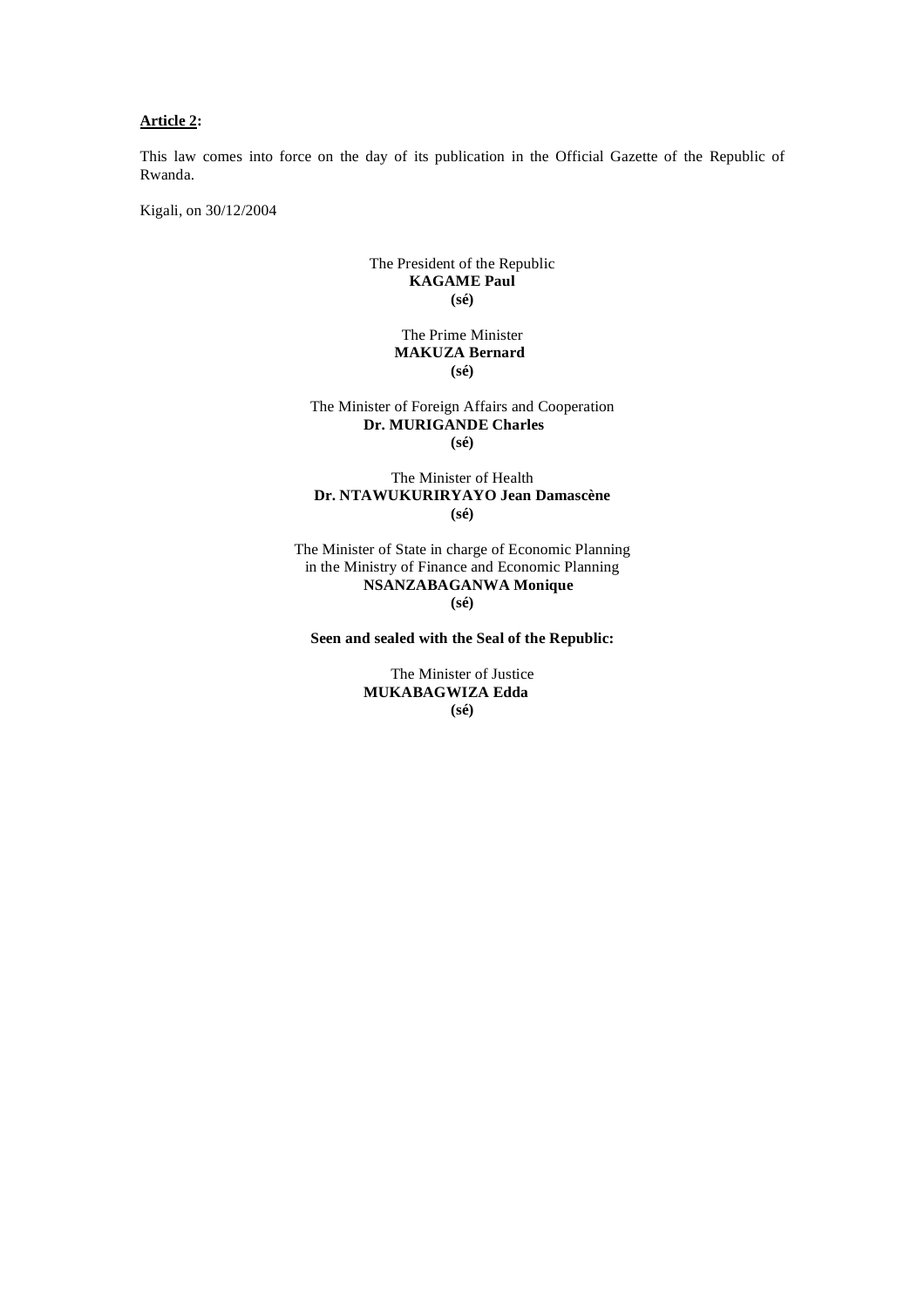**Article 2:**

This law comes into force on the day of its publication in the Official Gazette of the Republic of Rwanda.

Kigali, on 30/12/2004

The President of the Republic
**KAGAME Paul**
**(sé)**

The Prime Minister
**MAKUZA Bernard**
**(sé)**

The Minister of Foreign Affairs and Cooperation
**Dr. MURIGANDE Charles**
**(sé)**

The Minister of Health
**Dr. NTAWUKURIRYAYO Jean Damascène**
**(sé)**

The Minister of State in charge of Economic Planning
in the Ministry of Finance and Economic Planning
**NSANZABAGANWA Monique**
**(sé)**

**Seen and sealed with the Seal of the Republic:**

The Minister of Justice
**MUKABAGWIZA Edda**
**(sé)**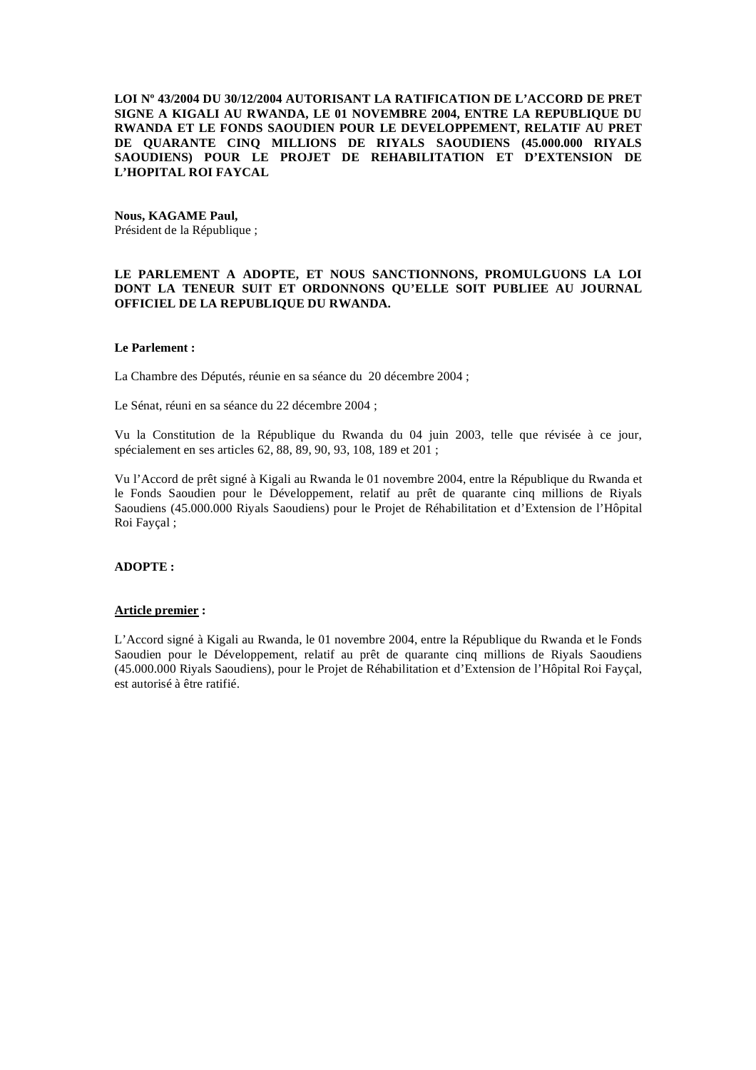**LOI Nº 43/2004 DU 30/12/2004 AUTORISANT LA RATIFICATION DE L'ACCORD DE PRET SIGNE A KIGALI AU RWANDA, LE 01 NOVEMBRE 2004, ENTRE LA REPUBLIQUE DU RWANDA ET LE FONDS SAOUDIEN POUR LE DEVELOPPEMENT, RELATIF AU PRET DE QUARANTE CINQ MILLIONS DE RIYALS SAOUDIENS (45.000.000 RIYALS SAOUDIENS) POUR LE PROJET DE REHABILITATION ET D'EXTENSION DE L'HOPITAL ROI FAYCAL**

**Nous, KAGAME Paul,**
Président de la République ;

**LE PARLEMENT A ADOPTE, ET NOUS SANCTIONNONS, PROMULGUONS LA LOI DONT LA TENEUR SUIT ET ORDONNONS QU'ELLE SOIT PUBLIEE AU JOURNAL OFFICIEL DE LA REPUBLIQUE DU RWANDA.**

**Le Parlement :**

La Chambre des Députés, réunie en sa séance du 20 décembre 2004 ;

Le Sénat, réuni en sa séance du 22 décembre 2004 ;

Vu la Constitution de la République du Rwanda du 04 juin 2003, telle que révisée à ce jour, spécialement en ses articles 62, 88, 89, 90, 93, 108, 189 et 201 ;

Vu l'Accord de prêt signé à Kigali au Rwanda le 01 novembre 2004, entre la République du Rwanda et le Fonds Saoudien pour le Développement, relatif au prêt de quarante cinq millions de Riyals Saoudiens (45.000.000 Riyals Saoudiens) pour le Projet de Réhabilitation et d'Extension de l'Hôpital Roi Fayçal ;

**ADOPTE :**

**Article premier :**

L'Accord signé à Kigali au Rwanda, le 01 novembre 2004, entre la République du Rwanda et le Fonds Saoudien pour le Développement, relatif au prêt de quarante cinq millions de Riyals Saoudiens (45.000.000 Riyals Saoudiens), pour le Projet de Réhabilitation et d'Extension de l'Hôpital Roi Fayçal, est autorisé à être ratifié.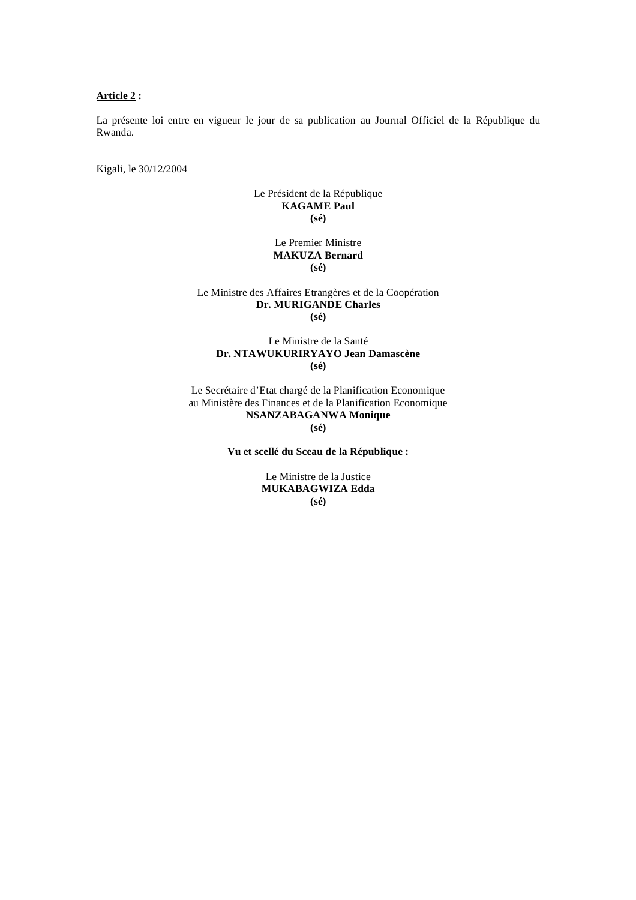**<u>Article 2</u> :**

La présente loi entre en vigueur le jour de sa publication au Journal Officiel de la République du Rwanda.

Kigali, le 30/12/2004

Le Président de la République
**KAGAME Paul**
**(sé)**

Le Premier Ministre
**MAKUZA Bernard**
**(sé)**

Le Ministre des Affaires Etrangères et de la Coopération
**Dr. MURIGANDE Charles**
**(sé)**

Le Ministre de la Santé
**Dr. NTAWUKURIRYAYO Jean Damascène**
**(sé)**

Le Secrétaire d'Etat chargé de la Planification Economique
au Ministère des Finances et de la Planification Economique
**NSANZABAGANWA Monique**
**(sé)**

**Vu et scellé du Sceau de la République :**

Le Ministre de la Justice
**MUKABAGWIZA Edda**
**(sé)**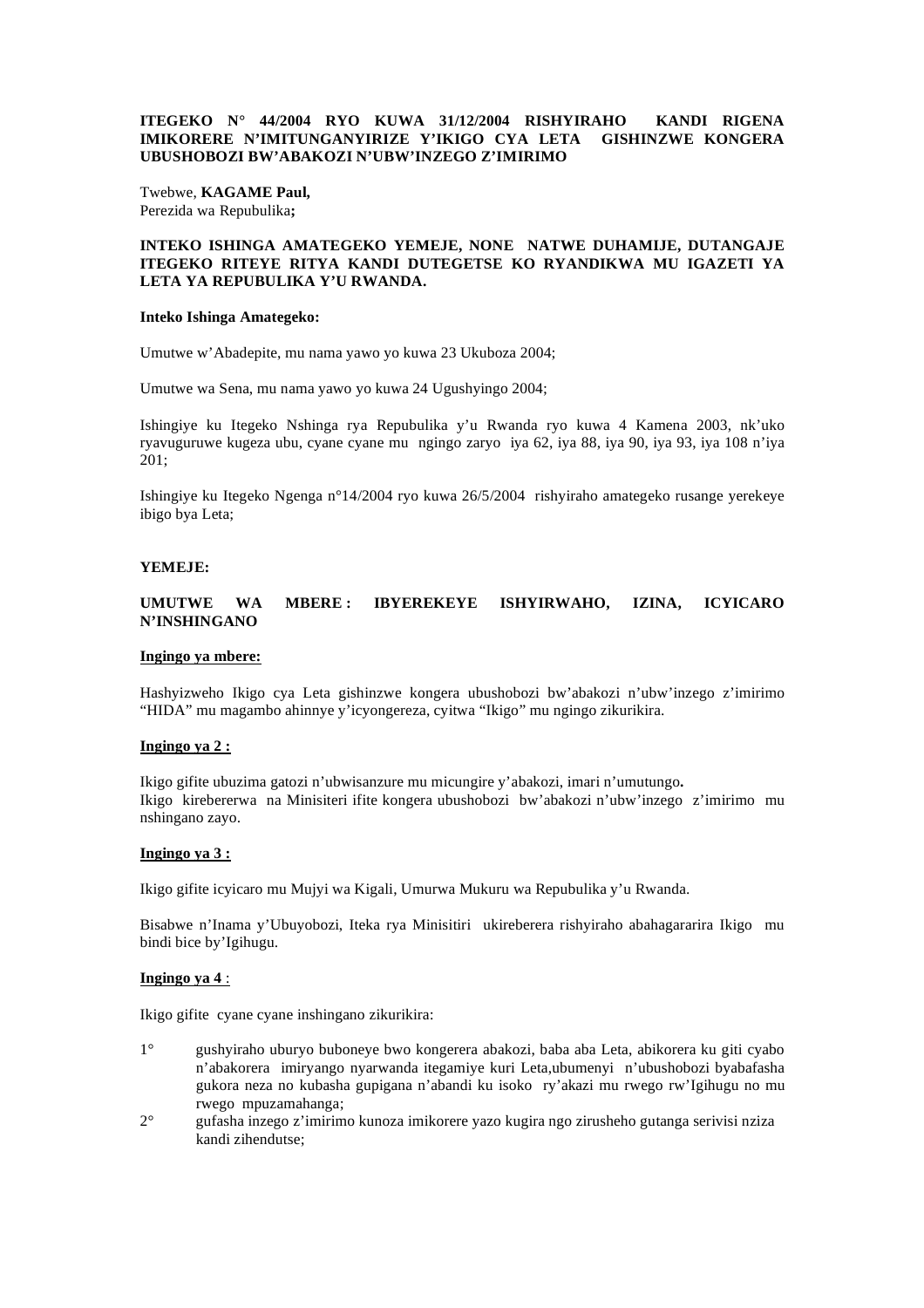**ITEGEKO N° 44/2004 RYO KUWA 31/12/2004 RISHYIRAHO KANDI RIGENA IMIKORERE N'IMITUNGANYIRIZE Y'IKIGO CYA LETA GISHINZWE KONGERA UBUSHOBOZI BW'ABAKOZI N'UBW'INZEGO Z'IMIRIMO**

Twebwe, **KAGAME Paul,**
Perezida wa Repubulika**;**

**INTEKO ISHINGA AMATEGEKO YEMEJE, NONE NATWE DUHAMIJE, DUTANGAJE ITEGEKO RITEYE RITYA KANDI DUTEGETSE KO RYANDIKWA MU IGAZETI YA LETA YA REPUBULIKA Y'U RWANDA.**

**Inteko Ishinga Amategeko:**

Umutwe w'Abadepite, mu nama yawo yo kuwa 23 Ukuboza 2004;

Umutwe wa Sena, mu nama yawo yo kuwa 24 Ugushyingo 2004;

Ishingiye ku Itegeko Nshinga rya Repubulika y'u Rwanda ryo kuwa 4 Kamena 2003, nk'uko ryavuguruwe kugeza ubu, cyane cyane mu ngingo zaryo iya 62, iya 88, iya 90, iya 93, iya 108 n'iya 201;

Ishingiye ku Itegeko Ngenga n°14/2004 ryo kuwa 26/5/2004 rishyiraho amategeko rusange yerekeye ibigo bya Leta;

**YEMEJE:**

**UMUTWE WA MBERE : IBYEREKEYE ISHYIRWAHO, IZINA, ICYICARO N'INSHINGANO**

**Ingingo ya mbere:**

Hashyizweho Ikigo cya Leta gishinzwe kongera ubushobozi bw'abakozi n'ubw'inzego z'imirimo "HIDA" mu magambo ahinnye y'icyongereza, cyitwa "Ikigo" mu ngingo zikurikira.

**Ingingo ya 2 :**

Ikigo gifite ubuzima gatozi n'ubwisanzure mu micungire y'abakozi, imari n'umutungo**.**
Ikigo kirebererwa na Minisiteri ifite kongera ubushobozi bw'abakozi n'ubw'inzego z'imirimo mu nshingano zayo.

**Ingingo ya 3 :**

Ikigo gifite icyicaro mu Mujyi wa Kigali, Umurwa Mukuru wa Repubulika y'u Rwanda.

Bisabwe n'Inama y'Ubuyobozi, Iteka rya Minisitiri ukireberera rishyiraho abahagararira Ikigo mu bindi bice by'Igihugu.

**Ingingo ya 4** :

Ikigo gifite cyane cyane inshingano zikurikira:

1° gushyiraho uburyo buboneye bwo kongerera abakozi, baba aba Leta, abikorera ku giti cyabo n'abakorera imiryango nyarwanda itegamiye kuri Leta,ubumenyi n'ubushobozi byabafasha gukora neza no kubasha gupigana n'abandi ku isoko ry'akazi mu rwego rw'Igihugu no mu rwego mpuzamahanga;

2° gufasha inzego z'imirimo kunoza imikorere yazo kugira ngo zirusheho gutanga serivisi nziza kandi zihendutse;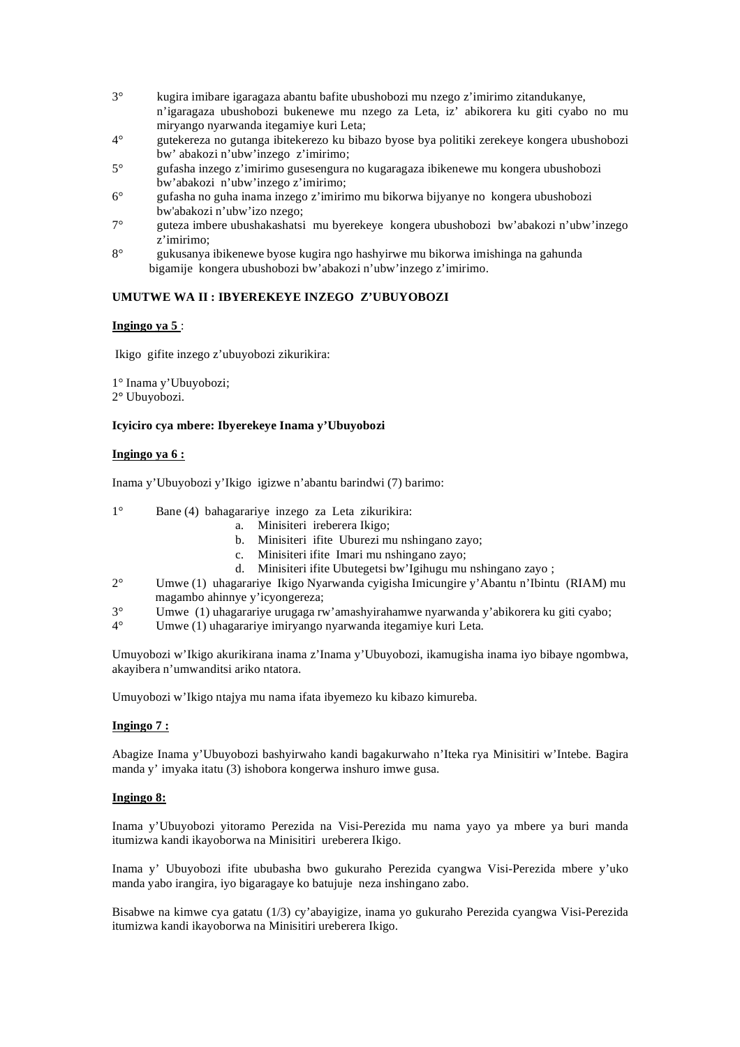3° kugira imibare igaragaza abantu bafite ubushobozi mu nzego z'imirimo zitandukanye, n'igaragaza ubushobozi bukenewe mu nzego za Leta, iz' abikorera ku giti cyabo no mu miryango nyarwanda itegamiye kuri Leta;

4° gutekereza no gutanga ibitekerezo ku bibazo byose bya politiki zerekeye kongera ubushobozi bw' abakozi n'ubw'inzego z'imirimo;

5° gufasha inzego z'imirimo gusesengura no kugaragaza ibikenewe mu kongera ubushobozi bw'abakozi n'ubw'inzego z'imirimo;

6° gufasha no guha inama inzego z'imirimo mu bikorwa bijyanye no kongera ubushobozi bw'abakozi n'ubw'izo nzego;

7° guteza imbere ubushakashatsi mu byerekeye kongera ubushobozi bw'abakozi n'ubw'inzego z'imirimo;

8° gukusanya ibikenewe byose kugira ngo hashyirwe mu bikorwa imishinga na gahunda bigamije kongera ubushobozi bw'abakozi n'ubw'inzego z'imirimo.

**UMUTWE WA II : IBYEREKEYE INZEGO Z'UBUYOBOZI**

**Ingingo ya 5 :**

Ikigo gifite inzego z'ubuyobozi zikurikira:

1° Inama y'Ubuyobozi;
2° Ubuyobozi.

**Icyiciro cya mbere: Ibyerekeye Inama y'Ubuyobozi**

**Ingingo ya 6 :**

Inama y'Ubuyobozi y'Ikigo igizwe n'abantu barindwi (7) barimo:

1° Bane (4) bahagarariye inzego za Leta zikurikira:
   a. Minisiteri ireberera Ikigo;
   b. Minisiteri ifite Uburezi mu nshingano zayo;
   c. Minisiteri ifite Imari mu nshingano zayo;
   d. Minisiteri ifite Ubutegetsi bw'Igihugu mu nshingano zayo ;

2° Umwe (1) uhagarariye Ikigo Nyarwanda cyigisha Imicungire y'Abantu n'Ibintu (RIAM) mu magambo ahinnye y'icyongereza;

3° Umwe (1) uhagarariye urugaga rw'amashyirahamwe nyarwanda y'abikorera ku giti cyabo;

4° Umwe (1) uhagarariye imiryango nyarwanda itegamiye kuri Leta.

Umuyobozi w'Ikigo akurikirana inama z'Inama y'Ubuyobozi, ikamugisha inama iyo bibaye ngombwa, akayibera n'umwanditsi ariko ntatora.

Umuyobozi w'Ikigo ntajya mu nama ifata ibyemezo ku kibazo kimureba.

**Ingingo 7 :**

Abagize Inama y'Ubuyobozi bashyirwaho kandi bagakurwaho n'Iteka rya Minisitiri w'Intebe. Bagira manda y' imyaka itatu (3) ishobora kongerwa inshuro imwe gusa.

**Ingingo 8:**

Inama y'Ubuyobozi yitoramo Perezida na Visi-Perezida mu nama yayo ya mbere ya buri manda itumizwa kandi ikayoborwa na Minisitiri ureberera Ikigo.

Inama y' Ubuyobozi ifite ububasha bwo gukuraho Perezida cyangwa Visi-Perezida mbere y'uko manda yabo irangira, iyo bigaragaye ko batujuje neza inshingano zabo.

Bisabwe na kimwe cya gatatu (1/3) cy'abayigize, inama yo gukuraho Perezida cyangwa Visi-Perezida itumizwa kandi ikayoborwa na Minisitiri ureberera Ikigo.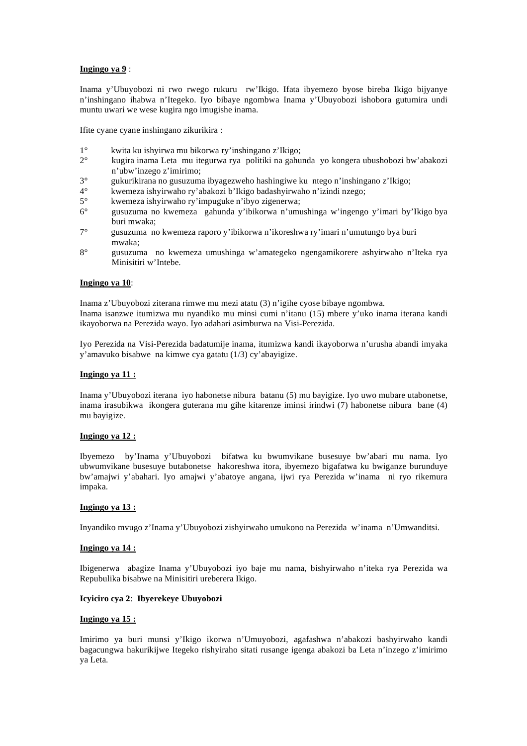**Ingingo ya 9** :

Inama y'Ubuyobozi ni rwo rwego rukuru rw'Ikigo. Ifata ibyemezo byose bireba Ikigo bijyanye n'inshingano ihabwa n'Itegeko. Iyo bibaye ngombwa Inama y'Ubuyobozi ishobora gutumira undi muntu uwari we wese kugira ngo imugishe inama.

Ifite cyane cyane inshingano zikurikira :

1° kwita ku ishyirwa mu bikorwa ry'inshingano z'Ikigo;
2° kugira inama Leta mu itegurwa rya politiki na gahunda yo kongera ubushobozi bw'abakozi n'ubw'inzego z'imirimo;
3° gukurikirana no gusuzuma ibyagezweho hashingiwe ku ntego n'inshingano z'Ikigo;
4° kwemeza ishyirwaho ry'abakozi b'Ikigo badashyirwaho n'izindi nzego;
5° kwemeza ishyirwaho ry'impuguke n'ibyo zigenerwa;
6° gusuzuma no kwemeza gahunda y'ibikorwa n'umushinga w'ingengo y'imari by'Ikigo bya buri mwaka;
7° gusuzuma no kwemeza raporo y'ibikorwa n'ikoreshwa ry'imari n'umutungo bya buri mwaka;
8° gusuzuma no kwemeza umushinga w'amategeko ngengamikorere ashyirwaho n'Iteka rya Minisitiri w'Intebe.

**Ingingo ya 10**:

Inama z'Ubuyobozi ziterana rimwe mu mezi atatu (3) n'igihe cyose bibaye ngombwa.
Inama isanzwe itumizwa mu nyandiko mu minsi cumi n'itanu (15) mbere y'uko inama iterana kandi ikayoborwa na Perezida wayo. Iyo adahari asimburwa na Visi-Perezida.

Iyo Perezida na Visi-Perezida badatumije inama, itumizwa kandi ikayoborwa n'urusha abandi imyaka y'amavuko bisabwe na kimwe cya gatatu (1/3) cy'abayigize.

**Ingingo ya 11 :**

Inama y'Ubuyobozi iterana iyo habonetse nibura batanu (5) mu bayigize. Iyo uwo mubare utabonetse, inama irasubikwa ikongera guterana mu gihe kitarenze iminsi irindwi (7) habonetse nibura bane (4) mu bayigize.

**Ingingo ya 12 :**

Ibyemezo by'Inama y'Ubuyobozi bifatwa ku bwumvikane busesuye bw'abari mu nama. Iyo ubwumvikane busesuye butabonetse hakoreshwa itora, ibyemezo bigafatwa ku bwiganze burunduye bw'amajwi y'abahari. Iyo amajwi y'abatoye angana, ijwi rya Perezida w'inama ni ryo rikemura impaka.

**Ingingo ya 13 :**

Inyandiko mvugo z'Inama y'Ubuyobozi zishyirwaho umukono na Perezida w'inama n'Umwanditsi.

**Ingingo ya 14 :**

Ibigenerwa abagize Inama y'Ubuyobozi iyo baje mu nama, bishyirwaho n'iteka rya Perezida wa Repubulika bisabwe na Minisitiri ureberera Ikigo.

**Icyiciro cya 2**: **Ibyerekeye Ubuyobozi**

**Ingingo ya 15 :**

Imirimo ya buri munsi y'Ikigo ikorwa n'Umuyobozi, agafashwa n'abakozi bashyirwaho kandi bagacungwa hakurikijwe Itegeko rishyiraho sitati rusange igenga abakozi ba Leta n'inzego z'imirimo ya Leta.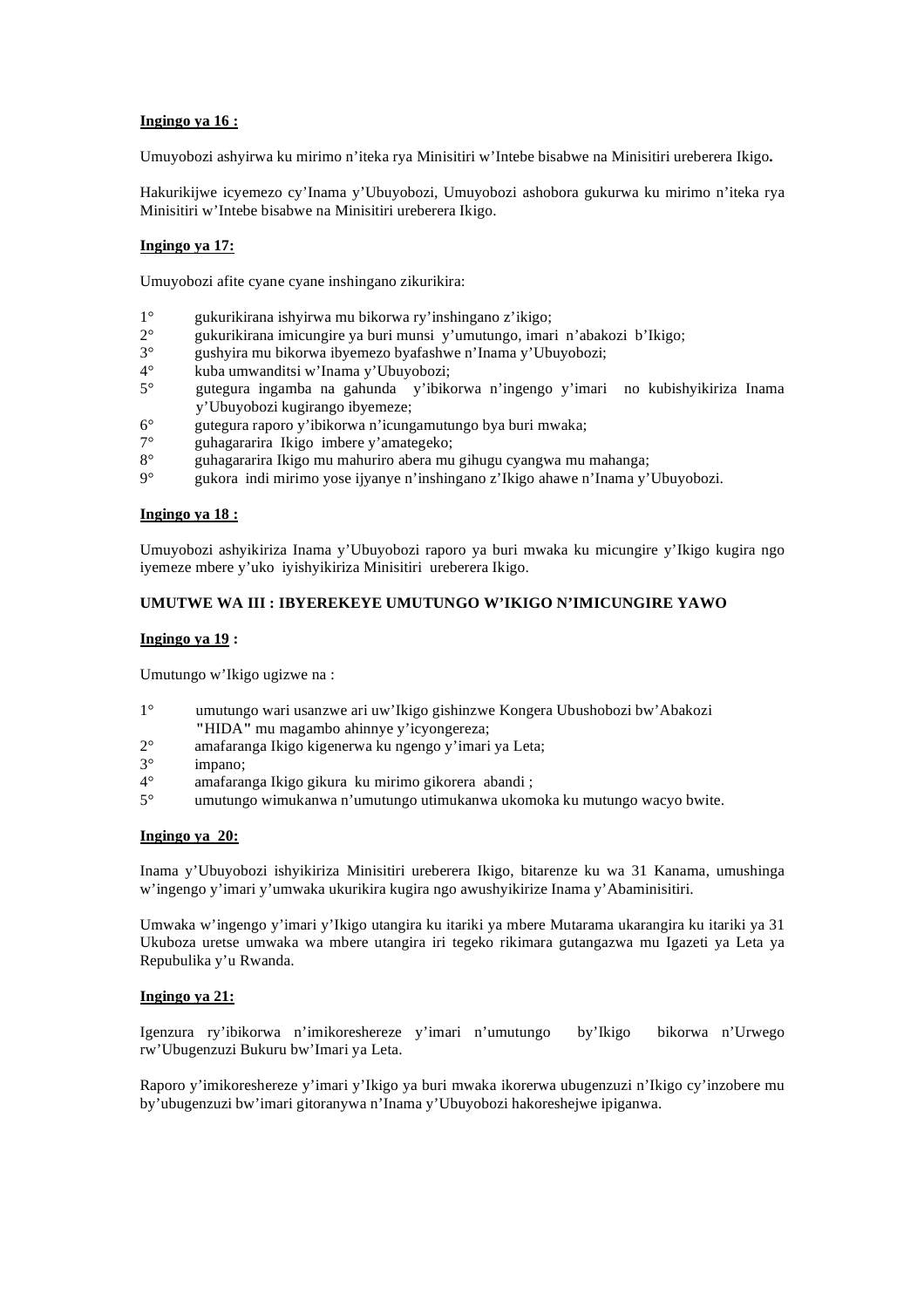**Ingingo ya 16 :**

Umuyobozi ashyirwa ku mirimo n'iteka rya Minisitiri w'Intebe bisabwe na Minisitiri ureberera Ikigo**.**

Hakurikijwe icyemezo cy'Inama y'Ubuyobozi, Umuyobozi ashobora gukurwa ku mirimo n'iteka rya Minisitiri w'Intebe bisabwe na Minisitiri ureberera Ikigo.

**Ingingo ya 17:**

Umuyobozi afite cyane cyane inshingano zikurikira:

1° gukurikirana ishyirwa mu bikorwa ry'inshingano z'ikigo;
2° gukurikirana imicungire ya buri munsi y'umutungo, imari n'abakozi b'Ikigo;
3° gushyira mu bikorwa ibyemezo byafashwe n'Inama y'Ubuyobozi;
4° kuba umwanditsi w'Inama y'Ubuyobozi;
5° gutegura ingamba na gahunda y'ibikorwa n'ingengo y'imari no kubishyikiriza Inama y'Ubuyobozi kugirango ibyemeze;
6° gutegura raporo y'ibikorwa n'icungamutungo bya buri mwaka;
7° guhagararira Ikigo imbere y'amategeko;
8° guhagararira Ikigo mu mahuriro abera mu gihugu cyangwa mu mahanga;
9° gukora indi mirimo yose ijyanye n'inshingano z'Ikigo ahawe n'Inama y'Ubuyobozi.

**Ingingo ya 18 :**

Umuyobozi ashyikiriza Inama y'Ubuyobozi raporo ya buri mwaka ku micungire y'Ikigo kugira ngo iyemeze mbere y'uko iyishyikiriza Minisitiri ureberera Ikigo.

**UMUTWE WA III : IBYEREKEYE UMUTUNGO W'IKIGO N'IMICUNGIRE YAWO**

**Ingingo ya 19 :**

Umutungo w'Ikigo ugizwe na :

1° umutungo wari usanzwe ari uw'Ikigo gishinzwe Kongera Ubushobozi bw'Abakozi "HIDA" mu magambo ahinnye y'icyongereza;
2° amafaranga Ikigo kigenerwa ku ngengo y'imari ya Leta;
3° impano;
4° amafaranga Ikigo gikura ku mirimo gikorera abandi ;
5° umutungo wimukanwa n'umutungo utimukanwa ukomoka ku mutungo wacyo bwite.

**Ingingo ya 20:**

Inama y'Ubuyobozi ishyikiriza Minisitiri ureberera Ikigo, bitarenze ku wa 31 Kanama, umushinga w'ingengo y'imari y'umwaka ukurikira kugira ngo awushyikirize Inama y'Abaminisitiri.

Umwaka w'ingengo y'imari y'Ikigo utangira ku itariki ya mbere Mutarama ukarangira ku itariki ya 31 Ukuboza uretse umwaka wa mbere utangira iri tegeko rikimara gutangazwa mu Igazeti ya Leta ya Repubulika y'u Rwanda.

**Ingingo ya 21:**

Igenzura ry'ibikorwa n'imikoreshereze y'imari n'umutungo by'Ikigo bikorwa n'Urwego rw'Ubugenzuzi Bukuru bw'Imari ya Leta.

Raporo y'imikoreshereze y'imari y'Ikigo ya buri mwaka ikorerwa ubugenzuzi n'Ikigo cy'inzobere mu by'ubugenzuzi bw'imari gitoranywa n'Inama y'Ubuyobozi hakoreshejwe ipiganwa.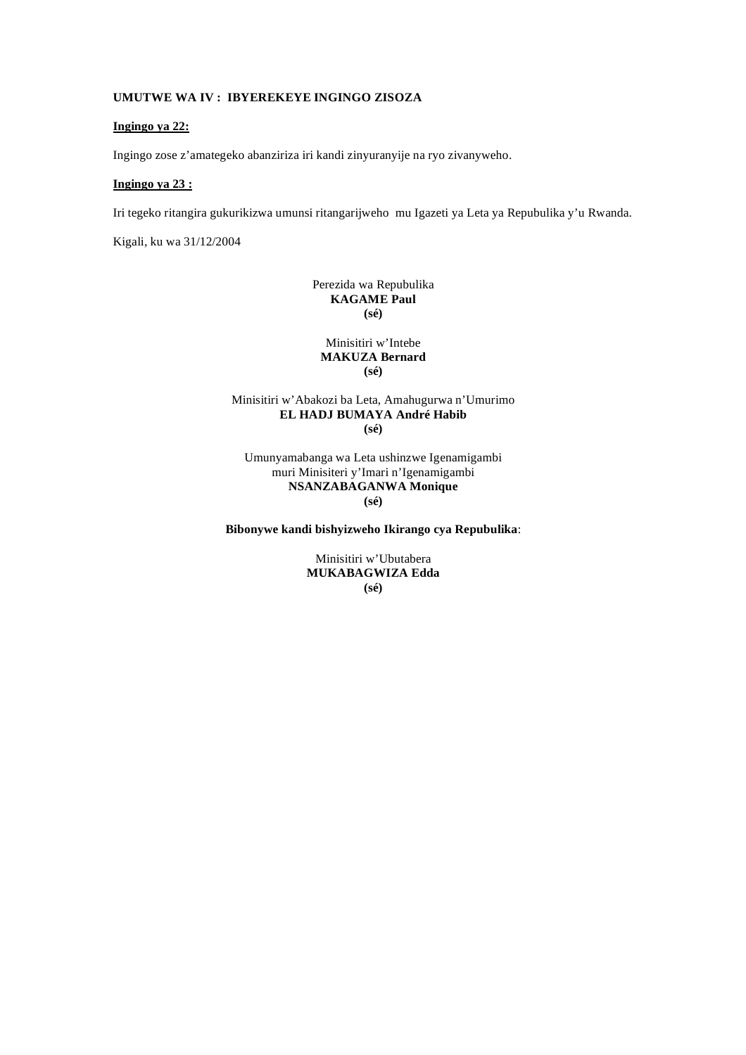**UMUTWE WA IV : IBYEREKEYE INGINGO ZISOZA**

**Ingingo ya 22:**

Ingingo zose z'amategeko abanziriza iri kandi zinyuranyije na ryo zivanyweho.

**Ingingo ya 23 :**

Iri tegeko ritangira gukurikizwa umunsi ritangarijweho mu Igazeti ya Leta ya Repubulika y'u Rwanda.

Kigali, ku wa 31/12/2004

Perezida wa Repubulika
**KAGAME Paul**
**(sé)**

Minisitiri w'Intebe
**MAKUZA Bernard**
**(sé)**

Minisitiri w'Abakozi ba Leta, Amahugurwa n'Umurimo
**EL HADJ BUMAYA André Habib**
**(sé)**

Umunyamabanga wa Leta ushinzwe Igenamigambi
muri Minisiteri y'Imari n'Igenamigambi
**NSANZABAGANWA Monique**
**(sé)**

**Bibonywe kandi bishyizweho Ikirango cya Repubulika**:

Minisitiri w'Ubutabera
**MUKABAGWIZA Edda**
**(sé)**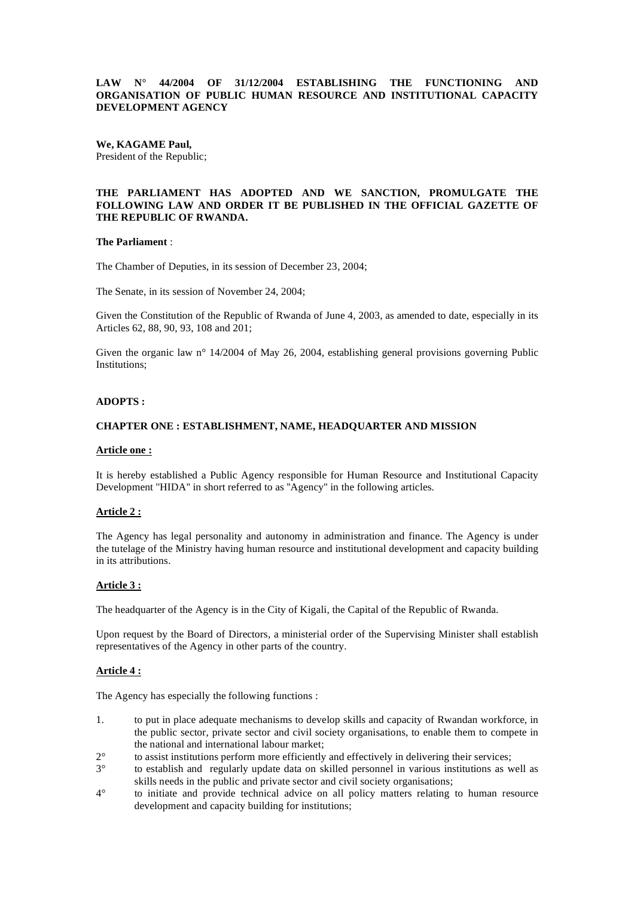**LAW N° 44/2004 OF 31/12/2004 ESTABLISHING THE FUNCTIONING AND ORGANISATION OF PUBLIC HUMAN RESOURCE AND INSTITUTIONAL CAPACITY DEVELOPMENT AGENCY**

**We, KAGAME Paul,**
President of the Republic;

**THE PARLIAMENT HAS ADOPTED AND WE SANCTION, PROMULGATE THE FOLLOWING LAW AND ORDER IT BE PUBLISHED IN THE OFFICIAL GAZETTE OF THE REPUBLIC OF RWANDA.**

**The Parliament** :

The Chamber of Deputies, in its session of December 23, 2004;

The Senate, in its session of November 24, 2004;

Given the Constitution of the Republic of Rwanda of June 4, 2003, as amended to date, especially in its Articles 62, 88, 90, 93, 108 and 201;

Given the organic law n° 14/2004 of May 26, 2004, establishing general provisions governing Public Institutions;

**ADOPTS :**

**CHAPTER ONE : ESTABLISHMENT, NAME, HEADQUARTER AND MISSION**

**Article one :**

It is hereby established a Public Agency responsible for Human Resource and Institutional Capacity Development "HIDA" in short referred to as "Agency" in the following articles.

**Article 2 :**

The Agency has legal personality and autonomy in administration and finance. The Agency is under the tutelage of the Ministry having human resource and institutional development and capacity building in its attributions.

**Article 3 :**

The headquarter of the Agency is in the City of Kigali, the Capital of the Republic of Rwanda.

Upon request by the Board of Directors, a ministerial order of the Supervising Minister shall establish representatives of the Agency in other parts of the country.

**Article 4 :**

The Agency has especially the following functions :

1. to put in place adequate mechanisms to develop skills and capacity of Rwandan workforce, in the public sector, private sector and civil society organisations, to enable them to compete in the national and international labour market;

2° to assist institutions perform more efficiently and effectively in delivering their services;

3° to establish and regularly update data on skilled personnel in various institutions as well as skills needs in the public and private sector and civil society organisations;

4° to initiate and provide technical advice on all policy matters relating to human resource development and capacity building for institutions;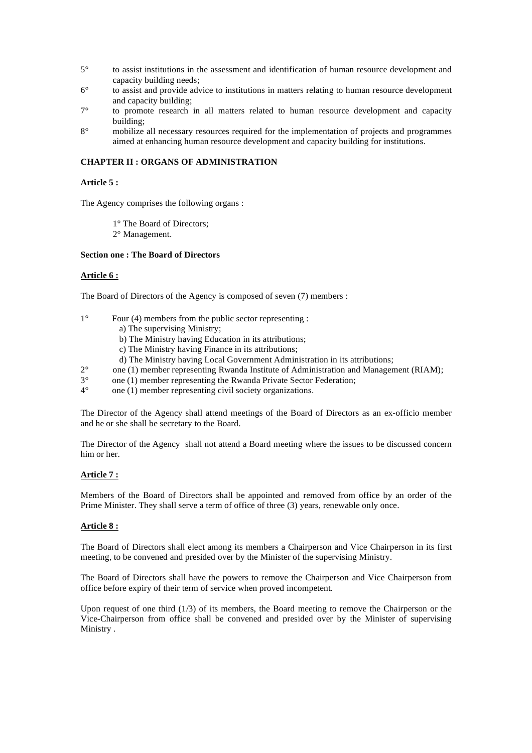5° to assist institutions in the assessment and identification of human resource development and capacity building needs;

6° to assist and provide advice to institutions in matters relating to human resource development and capacity building;

7° to promote research in all matters related to human resource development and capacity building;

8° mobilize all necessary resources required for the implementation of projects and programmes aimed at enhancing human resource development and capacity building for institutions.

**CHAPTER II : ORGANS OF ADMINISTRATION**

**Article 5 :**

The Agency comprises the following organs :

1° The Board of Directors;
2° Management.

**Section one : The Board of Directors**

**Article 6 :**

The Board of Directors of the Agency is composed of seven (7) members :

1° Four (4) members from the public sector representing :
   a) The supervising Ministry;
   b) The Ministry having Education in its attributions;
   c) The Ministry having Finance in its attributions;
   d) The Ministry having Local Government Administration in its attributions;

2° one (1) member representing Rwanda Institute of Administration and Management (RIAM);

3° one (1) member representing the Rwanda Private Sector Federation;

4° one (1) member representing civil society organizations.

The Director of the Agency shall attend meetings of the Board of Directors as an ex-officio member and he or she shall be secretary to the Board.

The Director of the Agency shall not attend a Board meeting where the issues to be discussed concern him or her.

**Article 7 :**

Members of the Board of Directors shall be appointed and removed from office by an order of the Prime Minister. They shall serve a term of office of three (3) years, renewable only once.

**Article 8 :**

The Board of Directors shall elect among its members a Chairperson and Vice Chairperson in its first meeting, to be convened and presided over by the Minister of the supervising Ministry.

The Board of Directors shall have the powers to remove the Chairperson and Vice Chairperson from office before expiry of their term of service when proved incompetent.

Upon request of one third (1/3) of its members, the Board meeting to remove the Chairperson or the Vice-Chairperson from office shall be convened and presided over by the Minister of supervising Ministry .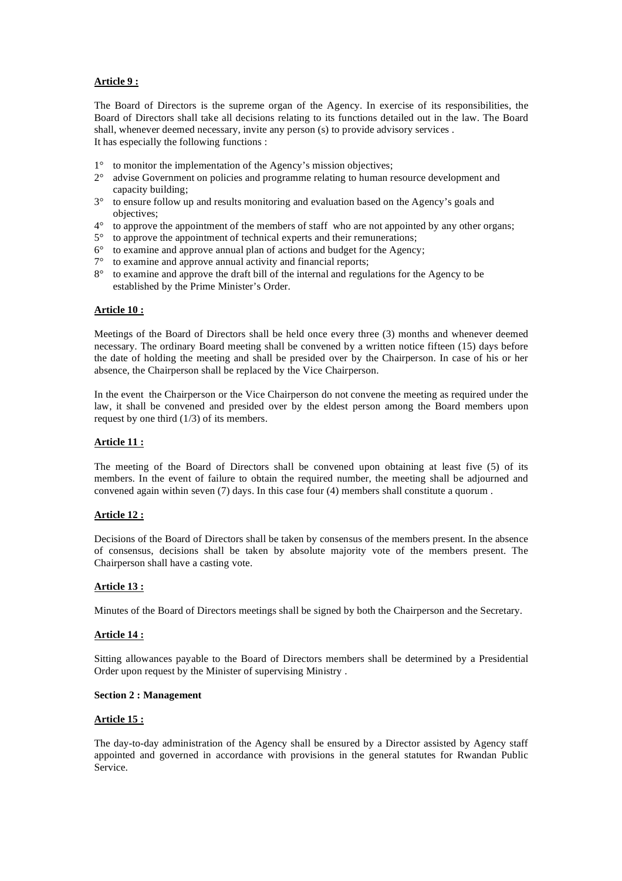**Article 9 :**

The Board of Directors is the supreme organ of the Agency. In exercise of its responsibilities, the Board of Directors shall take all decisions relating to its functions detailed out in the law. The Board shall, whenever deemed necessary, invite any person (s) to provide advisory services .
It has especially the following functions :

1° to monitor the implementation of the Agency's mission objectives;
2° advise Government on policies and programme relating to human resource development and capacity building;
3° to ensure follow up and results monitoring and evaluation based on the Agency's goals and objectives;
4° to approve the appointment of the members of staff who are not appointed by any other organs;
5° to approve the appointment of technical experts and their remunerations;
6° to examine and approve annual plan of actions and budget for the Agency;
7° to examine and approve annual activity and financial reports;
8° to examine and approve the draft bill of the internal and regulations for the Agency to be established by the Prime Minister's Order.

**Article 10 :**

Meetings of the Board of Directors shall be held once every three (3) months and whenever deemed necessary. The ordinary Board meeting shall be convened by a written notice fifteen (15) days before the date of holding the meeting and shall be presided over by the Chairperson. In case of his or her absence, the Chairperson shall be replaced by the Vice Chairperson.

In the event the Chairperson or the Vice Chairperson do not convene the meeting as required under the law, it shall be convened and presided over by the eldest person among the Board members upon request by one third (1/3) of its members.

**Article 11 :**

The meeting of the Board of Directors shall be convened upon obtaining at least five (5) of its members. In the event of failure to obtain the required number, the meeting shall be adjourned and convened again within seven (7) days. In this case four (4) members shall constitute a quorum .

**Article 12 :**

Decisions of the Board of Directors shall be taken by consensus of the members present. In the absence of consensus, decisions shall be taken by absolute majority vote of the members present. The Chairperson shall have a casting vote.

**Article 13 :**

Minutes of the Board of Directors meetings shall be signed by both the Chairperson and the Secretary.

**Article 14 :**

Sitting allowances payable to the Board of Directors members shall be determined by a Presidential Order upon request by the Minister of supervising Ministry .

**Section 2 : Management**

**Article 15 :**

The day-to-day administration of the Agency shall be ensured by a Director assisted by Agency staff appointed and governed in accordance with provisions in the general statutes for Rwandan Public Service.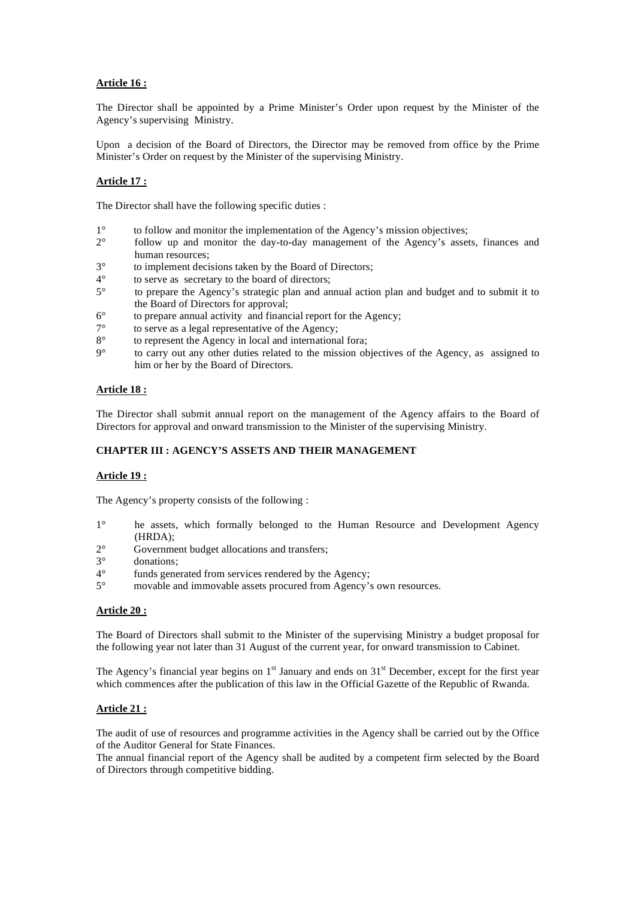**Article 16 :**

The Director shall be appointed by a Prime Minister's Order upon request by the Minister of the Agency's supervising Ministry.

Upon a decision of the Board of Directors, the Director may be removed from office by the Prime Minister's Order on request by the Minister of the supervising Ministry.

**Article 17 :**

The Director shall have the following specific duties :

1° to follow and monitor the implementation of the Agency's mission objectives;
2° follow up and monitor the day-to-day management of the Agency's assets, finances and human resources;
3° to implement decisions taken by the Board of Directors;
4° to serve as secretary to the board of directors;
5° to prepare the Agency's strategic plan and annual action plan and budget and to submit it to the Board of Directors for approval;
6° to prepare annual activity and financial report for the Agency;
7° to serve as a legal representative of the Agency;
8° to represent the Agency in local and international fora;
9° to carry out any other duties related to the mission objectives of the Agency, as assigned to him or her by the Board of Directors.

**Article 18 :**

The Director shall submit annual report on the management of the Agency affairs to the Board of Directors for approval and onward transmission to the Minister of the supervising Ministry.

**CHAPTER III : AGENCY'S ASSETS AND THEIR MANAGEMENT**

**Article 19 :**

The Agency's property consists of the following :

1° he assets, which formally belonged to the Human Resource and Development Agency (HRDA);
2° Government budget allocations and transfers;
3° donations;
4° funds generated from services rendered by the Agency;
5° movable and immovable assets procured from Agency's own resources.

**Article 20 :**

The Board of Directors shall submit to the Minister of the supervising Ministry a budget proposal for the following year not later than 31 August of the current year, for onward transmission to Cabinet.

The Agency's financial year begins on 1st January and ends on 31st December, except for the first year which commences after the publication of this law in the Official Gazette of the Republic of Rwanda.

**Article 21 :**

The audit of use of resources and programme activities in the Agency shall be carried out by the Office of the Auditor General for State Finances.
The annual financial report of the Agency shall be audited by a competent firm selected by the Board of Directors through competitive bidding.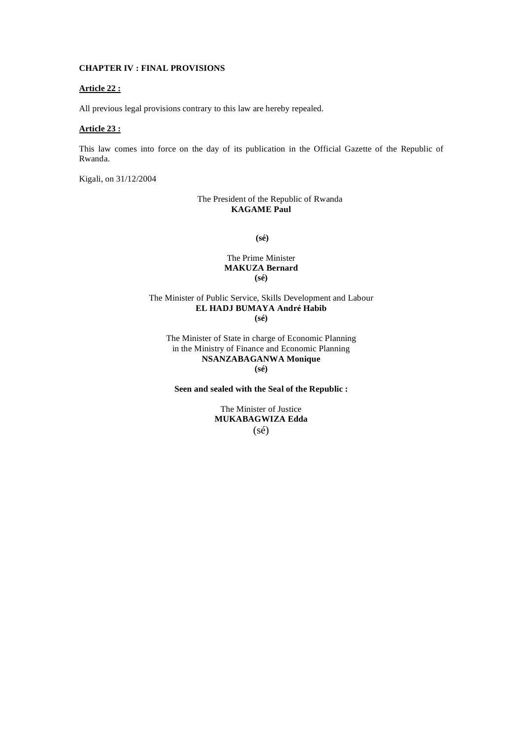**CHAPTER IV : FINAL PROVISIONS**

**Article 22 :**

All previous legal provisions contrary to this law are hereby repealed.

**Article 23 :**

This law comes into force on the day of its publication in the Official Gazette of the Republic of Rwanda.

Kigali, on 31/12/2004

The President of the Republic of Rwanda
**KAGAME Paul**

**(sé)**

The Prime Minister
**MAKUZA Bernard**
**(sé)**

The Minister of Public Service, Skills Development and Labour
**EL HADJ BUMAYA André Habib**
**(sé)**

The Minister of State in charge of Economic Planning
in the Ministry of Finance and Economic Planning
**NSANZABAGANWA Monique**
**(sé)**

**Seen and sealed with the Seal of the Republic :**

The Minister of Justice
**MUKABAGWIZA Edda**
(sé)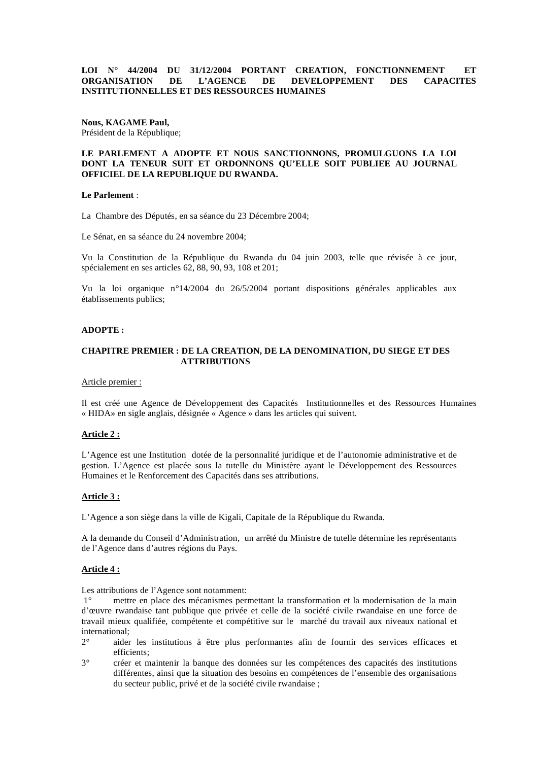**LOI N° 44/2004 DU 31/12/2004 PORTANT CREATION, FONCTIONNEMENT ET ORGANISATION DE L'AGENCE DE DEVELOPPEMENT DES CAPACITES INSTITUTIONNELLES ET DES RESSOURCES HUMAINES**

**Nous, KAGAME Paul,**
Président de la République;

**LE PARLEMENT A ADOPTE ET NOUS SANCTIONNONS, PROMULGUONS LA LOI DONT LA TENEUR SUIT ET ORDONNONS QU'ELLE SOIT PUBLIEE AU JOURNAL OFFICIEL DE LA REPUBLIQUE DU RWANDA.**

**Le Parlement** :

La Chambre des Députés, en sa séance du 23 Décembre 2004;

Le Sénat, en sa séance du 24 novembre 2004;

Vu la Constitution de la République du Rwanda du 04 juin 2003, telle que révisée à ce jour, spécialement en ses articles 62, 88, 90, 93, 108 et 201;

Vu la loi organique n°14/2004 du 26/5/2004 portant dispositions générales applicables aux établissements publics;

**ADOPTE :**

**CHAPITRE PREMIER : DE LA CREATION, DE LA DENOMINATION, DU SIEGE ET DES ATTRIBUTIONS**

Article premier :

Il est créé une Agence de Développement des Capacités Institutionnelles et des Ressources Humaines « HIDA» en sigle anglais, désignée « Agence » dans les articles qui suivent.

**Article 2 :**

L'Agence est une Institution dotée de la personnalité juridique et de l'autonomie administrative et de gestion. L'Agence est placée sous la tutelle du Ministère ayant le Développement des Ressources Humaines et le Renforcement des Capacités dans ses attributions.

**Article 3 :**

L'Agence a son siège dans la ville de Kigali, Capitale de la République du Rwanda.

A la demande du Conseil d'Administration, un arrêté du Ministre de tutelle détermine les représentants de l'Agence dans d'autres régions du Pays.

**Article 4 :**

Les attributions de l'Agence sont notamment:

1° mettre en place des mécanismes permettant la transformation et la modernisation de la main d'œuvre rwandaise tant publique que privée et celle de la société civile rwandaise en une force de travail mieux qualifiée, compétente et compétitive sur le marché du travail aux niveaux national et international;

2° aider les institutions à être plus performantes afin de fournir des services efficaces et efficients;

3° créer et maintenir la banque des données sur les compétences des capacités des institutions différentes, ainsi que la situation des besoins en compétences de l'ensemble des organisations du secteur public, privé et de la société civile rwandaise ;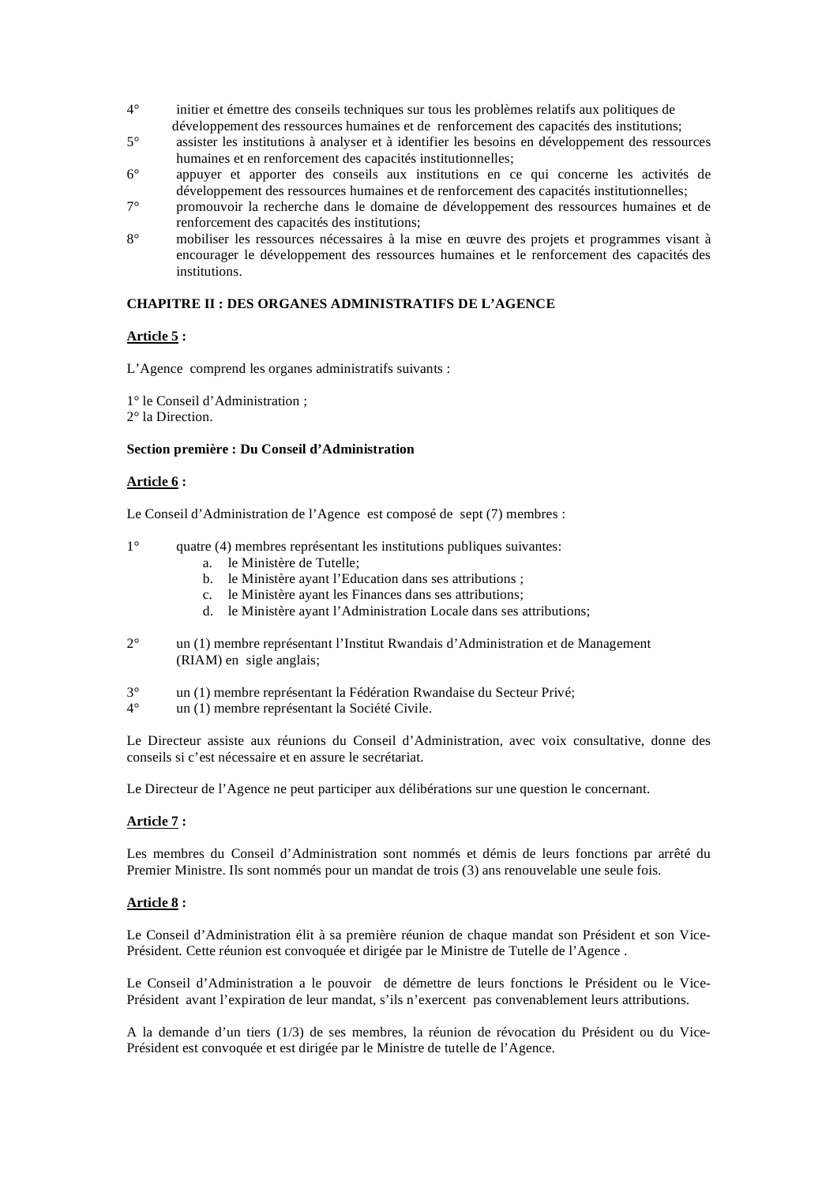4° initier et émettre des conseils techniques sur tous les problèmes relatifs aux politiques de développement des ressources humaines et de renforcement des capacités des institutions;

5° assister les institutions à analyser et à identifier les besoins en développement des ressources humaines et en renforcement des capacités institutionnelles;

6° appuyer et apporter des conseils aux institutions en ce qui concerne les activités de développement des ressources humaines et de renforcement des capacités institutionnelles;

7° promouvoir la recherche dans le domaine de développement des ressources humaines et de renforcement des capacités des institutions;

8° mobiliser les ressources nécessaires à la mise en œuvre des projets et programmes visant à encourager le développement des ressources humaines et le renforcement des capacités des institutions.

**CHAPITRE II : DES ORGANES ADMINISTRATIFS DE L'AGENCE**

**Article 5 :**

L'Agence comprend les organes administratifs suivants :

1° le Conseil d'Administration ;
2° la Direction.

**Section première : Du Conseil d'Administration**

**Article 6 :**

Le Conseil d'Administration de l'Agence est composé de sept (7) membres :

1° quatre (4) membres représentant les institutions publiques suivantes:
   a. le Ministère de Tutelle;
   b. le Ministère ayant l'Education dans ses attributions ;
   c. le Ministère ayant les Finances dans ses attributions;
   d. le Ministère ayant l'Administration Locale dans ses attributions;

2° un (1) membre représentant l'Institut Rwandais d'Administration et de Management (RIAM) en sigle anglais;

3° un (1) membre représentant la Fédération Rwandaise du Secteur Privé;
4° un (1) membre représentant la Société Civile.

Le Directeur assiste aux réunions du Conseil d'Administration, avec voix consultative, donne des conseils si c'est nécessaire et en assure le secrétariat.

Le Directeur de l'Agence ne peut participer aux délibérations sur une question le concernant.

**Article 7 :**

Les membres du Conseil d'Administration sont nommés et démis de leurs fonctions par arrêté du Premier Ministre. Ils sont nommés pour un mandat de trois (3) ans renouvelable une seule fois.

**Article 8 :**

Le Conseil d'Administration élit à sa première réunion de chaque mandat son Président et son Vice-Président. Cette réunion est convoquée et dirigée par le Ministre de Tutelle de l'Agence .

Le Conseil d'Administration a le pouvoir de démettre de leurs fonctions le Président ou le Vice-Président avant l'expiration de leur mandat, s'ils n'exercent pas convenablement leurs attributions.

A la demande d'un tiers (1/3) de ses membres, la réunion de révocation du Président ou du Vice-Président est convoquée et est dirigée par le Ministre de tutelle de l'Agence.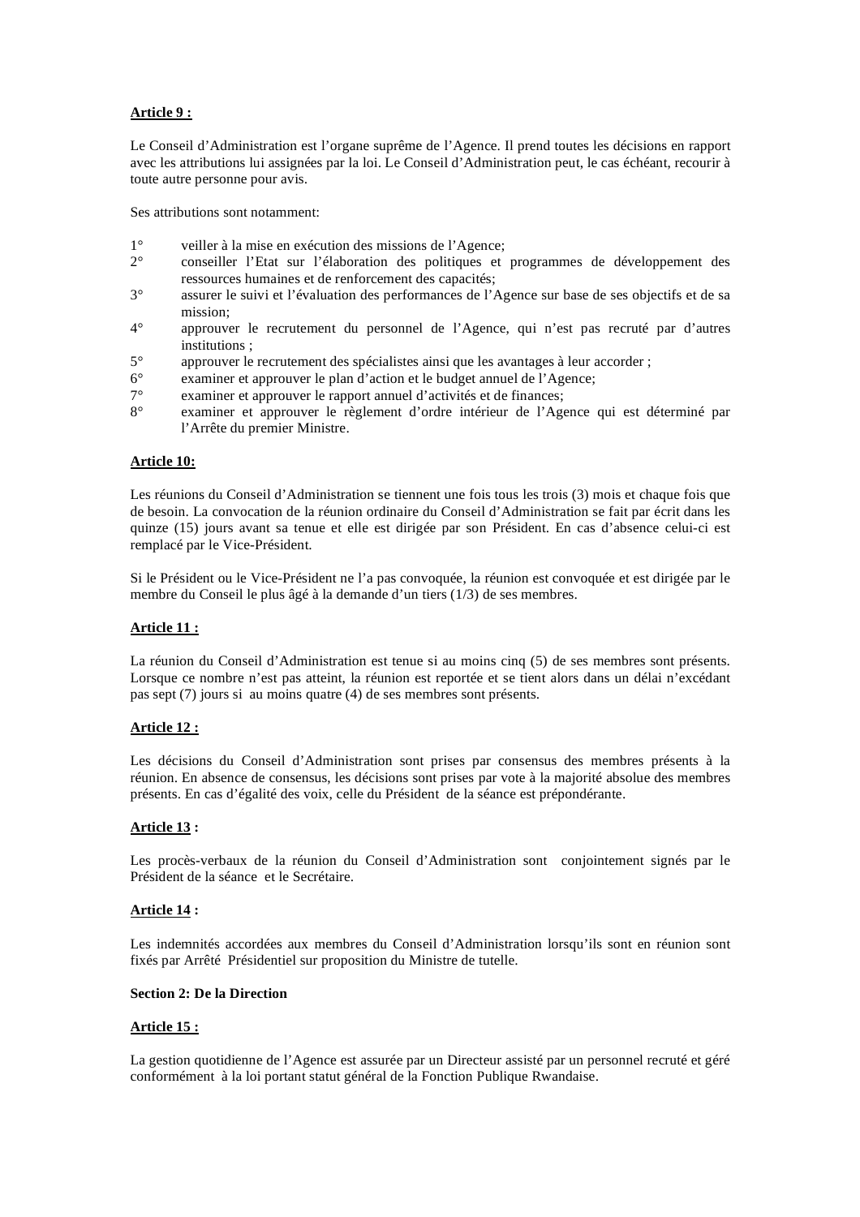**Article 9 :**

Le Conseil d'Administration est l'organe suprême de l'Agence. Il prend toutes les décisions en rapport avec les attributions lui assignées par la loi. Le Conseil d'Administration peut, le cas échéant, recourir à toute autre personne pour avis.

Ses attributions sont notamment:

1° veiller à la mise en exécution des missions de l'Agence;
2° conseiller l'Etat sur l'élaboration des politiques et programmes de développement des ressources humaines et de renforcement des capacités;
3° assurer le suivi et l'évaluation des performances de l'Agence sur base de ses objectifs et de sa mission;
4° approuver le recrutement du personnel de l'Agence, qui n'est pas recruté par d'autres institutions ;
5° approuver le recrutement des spécialistes ainsi que les avantages à leur accorder ;
6° examiner et approuver le plan d'action et le budget annuel de l'Agence;
7° examiner et approuver le rapport annuel d'activités et de finances;
8° examiner et approuver le règlement d'ordre intérieur de l'Agence qui est déterminé par l'Arrête du premier Ministre.

**Article 10:**

Les réunions du Conseil d'Administration se tiennent une fois tous les trois (3) mois et chaque fois que de besoin. La convocation de la réunion ordinaire du Conseil d'Administration se fait par écrit dans les quinze (15) jours avant sa tenue et elle est dirigée par son Président. En cas d'absence celui-ci est remplacé par le Vice-Président.

Si le Président ou le Vice-Président ne l'a pas convoquée, la réunion est convoquée et est dirigée par le membre du Conseil le plus âgé à la demande d'un tiers (1/3) de ses membres.

**Article 11 :**

La réunion du Conseil d'Administration est tenue si au moins cinq (5) de ses membres sont présents. Lorsque ce nombre n'est pas atteint, la réunion est reportée et se tient alors dans un délai n'excédant pas sept (7) jours si au moins quatre (4) de ses membres sont présents.

**Article 12 :**

Les décisions du Conseil d'Administration sont prises par consensus des membres présents à la réunion. En absence de consensus, les décisions sont prises par vote à la majorité absolue des membres présents. En cas d'égalité des voix, celle du Président de la séance est prépondérante.

**Article 13 :**

Les procès-verbaux de la réunion du Conseil d'Administration sont conjointement signés par le Président de la séance et le Secrétaire.

**Article 14 :**

Les indemnités accordées aux membres du Conseil d'Administration lorsqu'ils sont en réunion sont fixés par Arrêté Présidentiel sur proposition du Ministre de tutelle.

**Section 2: De la Direction**

**Article 15 :**

La gestion quotidienne de l'Agence est assurée par un Directeur assisté par un personnel recruté et géré conformément à la loi portant statut général de la Fonction Publique Rwandaise.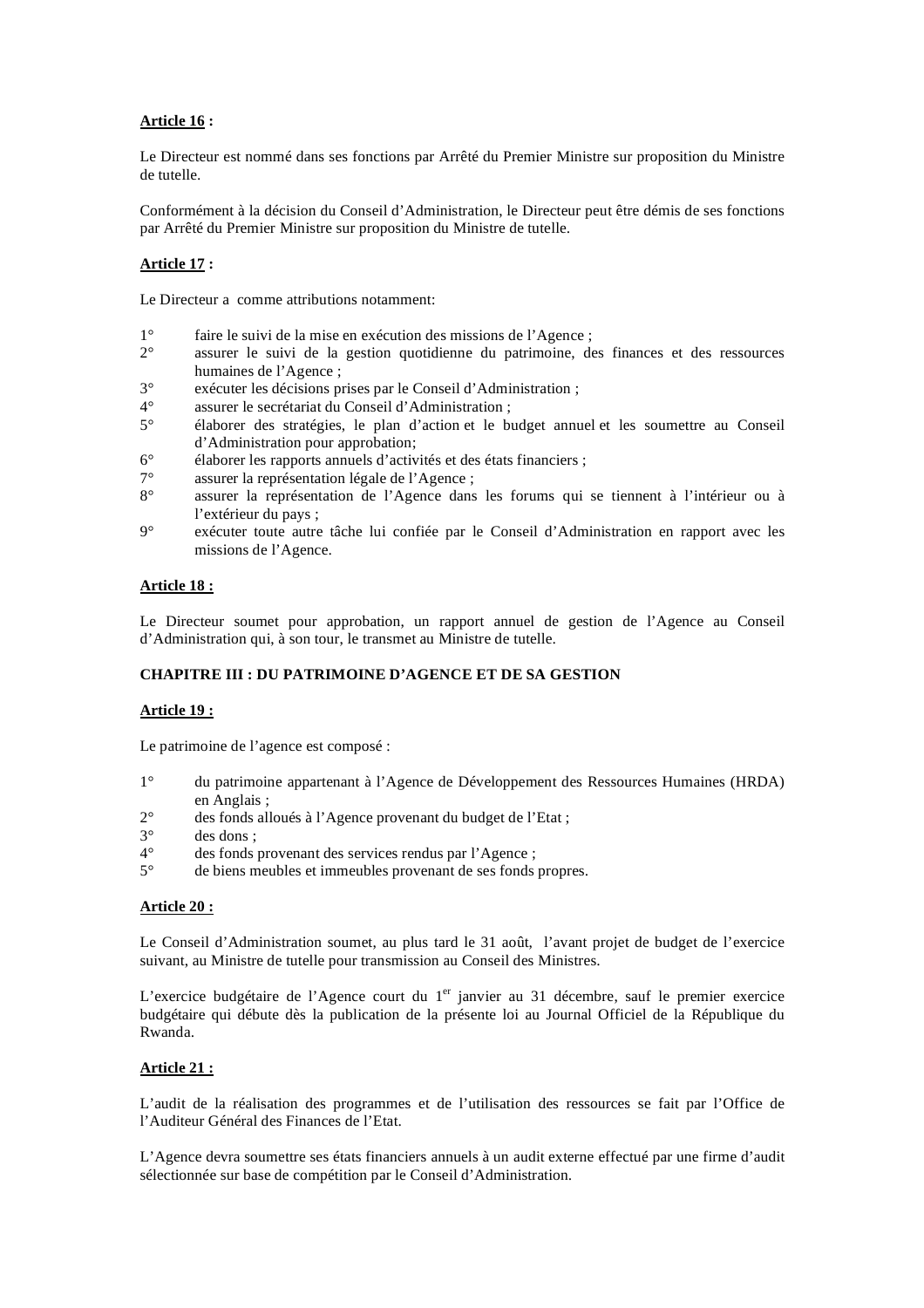**Article 16 :**

Le Directeur est nommé dans ses fonctions par Arrêté du Premier Ministre sur proposition du Ministre de tutelle.

Conformément à la décision du Conseil d'Administration, le Directeur peut être démis de ses fonctions par Arrêté du Premier Ministre sur proposition du Ministre de tutelle.

**Article 17 :**

Le Directeur a comme attributions notamment:

1° faire le suivi de la mise en exécution des missions de l'Agence ;
2° assurer le suivi de la gestion quotidienne du patrimoine, des finances et des ressources humaines de l'Agence ;
3° exécuter les décisions prises par le Conseil d'Administration ;
4° assurer le secrétariat du Conseil d'Administration ;
5° élaborer des stratégies, le plan d'action et le budget annuel et les soumettre au Conseil d'Administration pour approbation;
6° élaborer les rapports annuels d'activités et des états financiers ;
7° assurer la représentation légale de l'Agence ;
8° assurer la représentation de l'Agence dans les forums qui se tiennent à l'intérieur ou à l'extérieur du pays ;
9° exécuter toute autre tâche lui confiée par le Conseil d'Administration en rapport avec les missions de l'Agence.

**Article 18 :**

Le Directeur soumet pour approbation, un rapport annuel de gestion de l'Agence au Conseil d'Administration qui, à son tour, le transmet au Ministre de tutelle.

**CHAPITRE III : DU PATRIMOINE D'AGENCE ET DE SA GESTION**

**Article 19 :**

Le patrimoine de l'agence est composé :

1° du patrimoine appartenant à l'Agence de Développement des Ressources Humaines (HRDA) en Anglais ;
2° des fonds alloués à l'Agence provenant du budget de l'Etat ;
3° des dons ;
4° des fonds provenant des services rendus par l'Agence ;
5° de biens meubles et immeubles provenant de ses fonds propres.

**Article 20 :**

Le Conseil d'Administration soumet, au plus tard le 31 août, l'avant projet de budget de l'exercice suivant, au Ministre de tutelle pour transmission au Conseil des Ministres.

L'exercice budgétaire de l'Agence court du 1er janvier au 31 décembre, sauf le premier exercice budgétaire qui débute dès la publication de la présente loi au Journal Officiel de la République du Rwanda.

**Article 21 :**

L'audit de la réalisation des programmes et de l'utilisation des ressources se fait par l'Office de l'Auditeur Général des Finances de l'Etat.

L'Agence devra soumettre ses états financiers annuels à un audit externe effectué par une firme d'audit sélectionnée sur base de compétition par le Conseil d'Administration.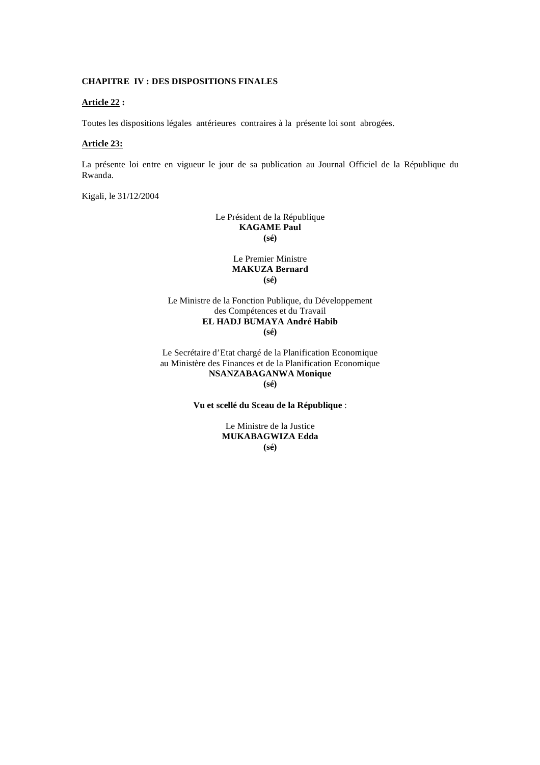**CHAPITRE IV : DES DISPOSITIONS FINALES**

**Article 22 :**

Toutes les dispositions légales antérieures contraires à la présente loi sont abrogées.

**Article 23:**

La présente loi entre en vigueur le jour de sa publication au Journal Officiel de la République du Rwanda.

Kigali, le 31/12/2004

Le Président de la République
**KAGAME Paul**
**(sé)**

Le Premier Ministre
**MAKUZA Bernard**
**(sé)**

Le Ministre de la Fonction Publique, du Développement des Compétences et du Travail
**EL HADJ BUMAYA André Habib**
**(sé)**

Le Secrétaire d'Etat chargé de la Planification Economique au Ministère des Finances et de la Planification Economique
**NSANZABAGANWA Monique**
**(sé)**

**Vu et scellé du Sceau de la République** :

Le Ministre de la Justice
**MUKABAGWIZA Edda**
**(sé)**